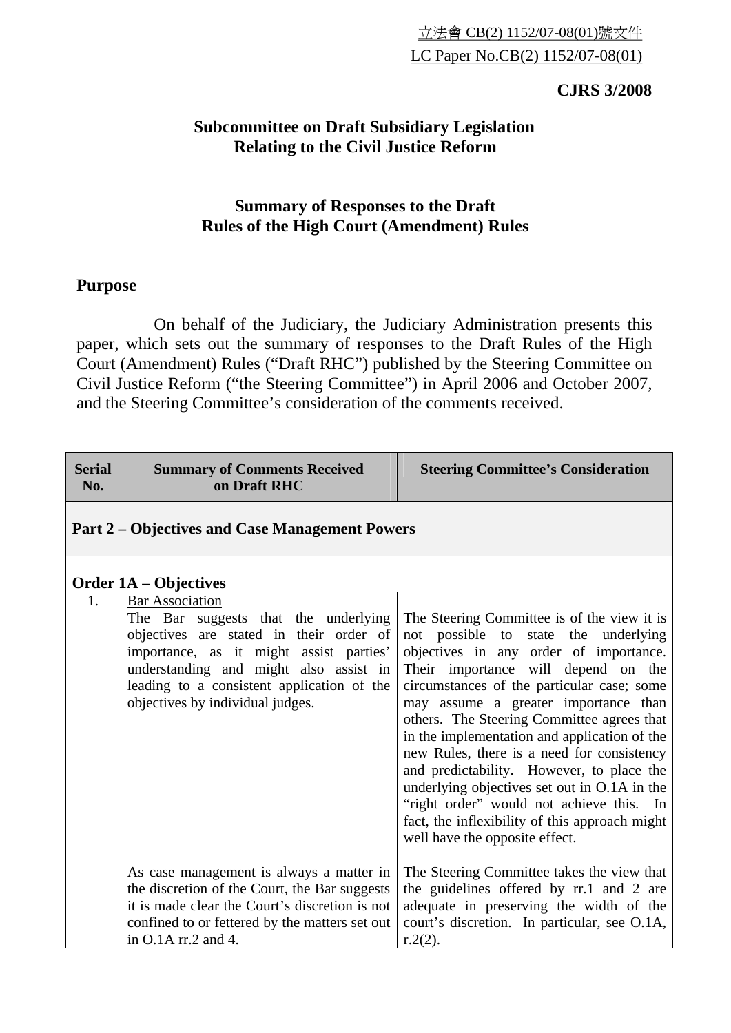立法會 CB(2) 1152/07-08(01)號文件
LC Paper No.CB(2) 1152/07-08(01)

**CJRS 3/2008**

## Subcommittee on Draft Subsidiary Legislation Relating to the Civil Justice Reform

## Summary of Responses to the Draft Rules of the High Court (Amendment) Rules

### Purpose

On behalf of the Judiciary, the Judiciary Administration presents this paper, which sets out the summary of responses to the Draft Rules of the High Court (Amendment) Rules ("Draft RHC") published by the Steering Committee on Civil Justice Reform ("the Steering Committee") in April 2006 and October 2007, and the Steering Committee's consideration of the comments received.

| Serial No. | Summary of Comments Received on Draft RHC | Steering Committee's Consideration |
|---|---|---|
| **Part 2 – Objectives and Case Management Powers** | | |
| **Order 1A – Objectives** | | |
| 1. | Bar Association<br>The Bar suggests that the underlying objectives are stated in their order of importance, as it might assist parties' understanding and might also assist in leading to a consistent application of the objectives by individual judges. | The Steering Committee is of the view it is not possible to state the underlying objectives in any order of importance. Their importance will depend on the circumstances of the particular case; some may assume a greater importance than others. The Steering Committee agrees that in the implementation and application of the new Rules, there is a need for consistency and predictability. However, to place the underlying objectives set out in O.1A in the "right order" would not achieve this. In fact, the inflexibility of this approach might well have the opposite effect. |
| | As case management is always a matter in the discretion of the Court, the Bar suggests it is made clear the Court's discretion is not confined to or fettered by the matters set out in O.1A rr.2 and 4. | The Steering Committee takes the view that the guidelines offered by rr.1 and 2 are adequate in preserving the width of the court's discretion. In particular, see O.1A, r.2(2). |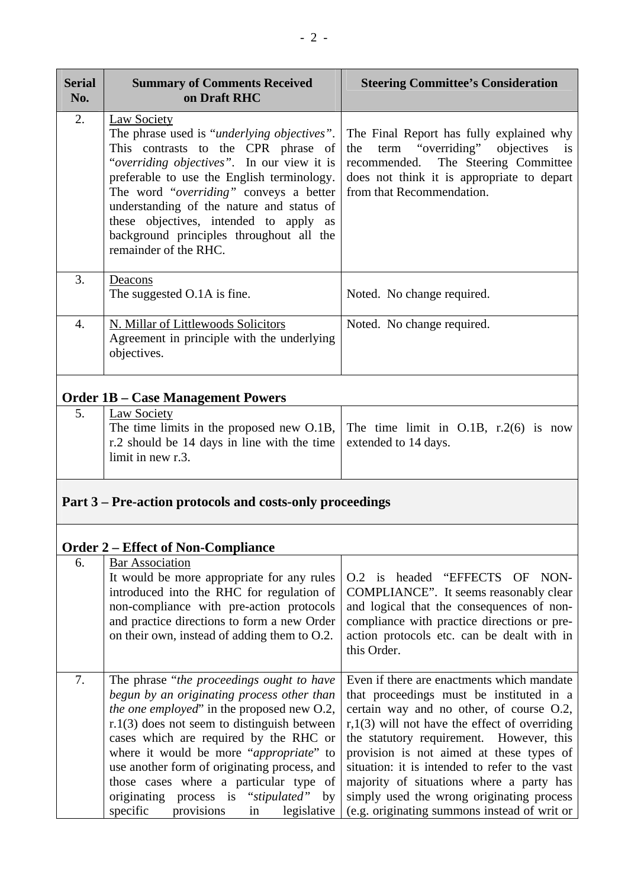| Serial No. | Summary of Comments Received on Draft RHC | Steering Committee's Consideration |
|---|---|---|
| 2. | Law Society<br>The phrase used is "*underlying objectives*". This contrasts to the CPR phrase of "*overriding objectives*". In our view it is preferable to use the English terminology. The word "*overriding*" conveys a better understanding of the nature and status of these objectives, intended to apply as background principles throughout all the remainder of the RHC. | The Final Report has fully explained why the term "overriding" objectives is recommended. The Steering Committee does not think it is appropriate to depart from that Recommendation. |
| 3. | Deacons<br>The suggested O.1A is fine. | Noted. No change required. |
| 4. | N. Millar of Littlewoods Solicitors<br>Agreement in principle with the underlying objectives. | Noted. No change required. |
| **Order 1B – Case Management Powers** | | |
| 5. | Law Society<br>The time limits in the proposed new O.1B, r.2 should be 14 days in line with the time limit in new r.3. | The time limit in O.1B, r.2(6) is now extended to 14 days. |
| **Part 3 – Pre-action protocols and costs-only proceedings** | | |
| **Order 2 – Effect of Non-Compliance** | | |
| 6. | Bar Association<br>It would be more appropriate for any rules introduced into the RHC for regulation of non-compliance with pre-action protocols and practice directions to form a new Order on their own, instead of adding them to O.2. | O.2 is headed "EFFECTS OF NON-COMPLIANCE". It seems reasonably clear and logical that the consequences of non-compliance with practice directions or pre-action protocols etc. can be dealt with in this Order. |
| 7. | The phrase "*the proceedings ought to have begun by an originating process other than the one employed*" in the proposed new O.2, r.1(3) does not seem to distinguish between cases which are required by the RHC or where it would be more "*appropriate*" to use another form of originating process, and those cases where a particular type of originating process is "*stipulated*" by specific provisions in legislative | Even if there are enactments which mandate that proceedings must be instituted in a certain way and no other, of course O.2, r,1(3) will not have the effect of overriding the statutory requirement. However, this provision is not aimed at these types of situation: it is intended to refer to the vast majority of situations where a party has simply used the wrong originating process (e.g. originating summons instead of writ or |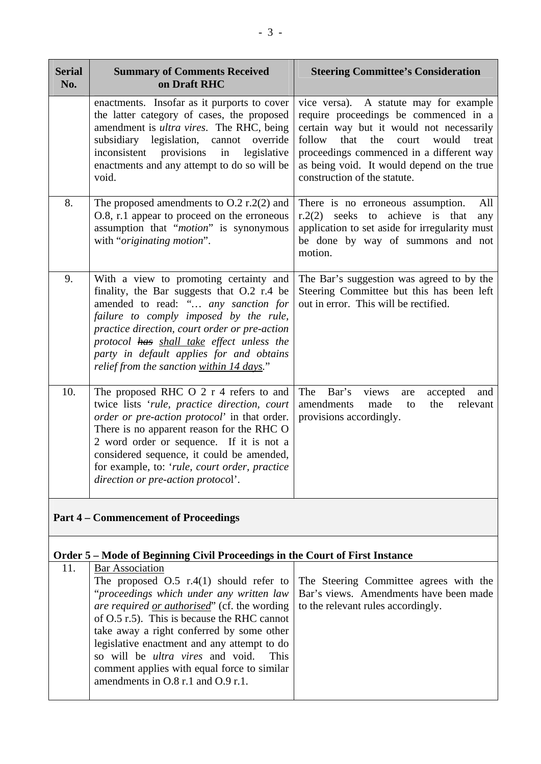| Serial No. | Summary of Comments Received on Draft RHC | Steering Committee's Consideration |
| --- | --- | --- |
| | enactments. Insofar as it purports to cover the latter category of cases, the proposed amendment is *ultra vires*. The RHC, being subsidiary legislation, cannot override inconsistent provisions in legislative enactments and any attempt to do so will be void. | vice versa). A statute may for example require proceedings be commenced in a certain way but it would not necessarily follow that the court would treat proceedings commenced in a different way as being void. It would depend on the true construction of the statute. |
| 8. | The proposed amendments to O.2 r.2(2) and O.8, r.1 appear to proceed on the erroneous assumption that "*motion*" is synonymous with "*originating motion*". | There is no erroneous assumption. All r.2(2) seeks to achieve is that any application to set aside for irregularity must be done by way of summons and not motion. |
| 9. | With a view to promoting certainty and finality, the Bar suggests that O.2 r.4 be amended to read: "*… any sanction for failure to comply imposed by the rule, practice direction, court order or pre-action protocol ~~has~~ <u>shall take</u> effect unless the party in default applies for and obtains relief from the sanction <u>within 14 days</u>.*" | The Bar's suggestion was agreed to by the Steering Committee but this has been left out in error. This will be rectified. |
| 10. | The proposed RHC O 2 r 4 refers to and twice lists '*rule, practice direction, court order or pre-action protocol*' in that order. There is no apparent reason for the RHC O 2 word order or sequence. If it is not a considered sequence, it could be amended, for example, to: '*rule, court order, practice direction or pre-action protocol*'. | The Bar's views are accepted and amendments made to the relevant provisions accordingly. |
| **Part 4 – Commencement of Proceedings** | | |
| **Order 5 – Mode of Beginning Civil Proceedings in the Court of First Instance** | | |
| 11. | <u>Bar Association</u><br>The proposed O.5 r.4(1) should refer to "*proceedings which under any written law are required <u>or authorised</u>*" (cf. the wording of O.5 r.5). This is because the RHC cannot take away a right conferred by some other legislative enactment and any attempt to do so will be *ultra vires* and void. This comment applies with equal force to similar amendments in O.8 r.1 and O.9 r.1. | The Steering Committee agrees with the Bar's views. Amendments have been made to the relevant rules accordingly. |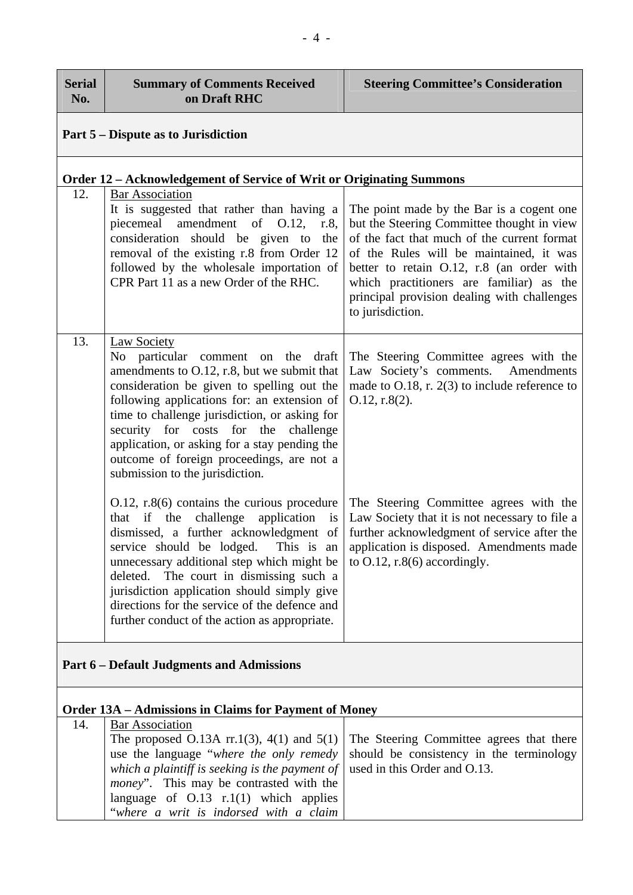| Serial No. | Summary of Comments Received on Draft RHC | Steering Committee's Consideration |
|---|---|---|
| **Part 5 – Dispute as to Jurisdiction** | | |
| **Order 12 – Acknowledgement of Service of Writ or Originating Summons** | | |
| 12. | <u>Bar Association</u><br>It is suggested that rather than having a piecemeal amendment of O.12, r.8, consideration should be given to the removal of the existing r.8 from Order 12 followed by the wholesale importation of CPR Part 11 as a new Order of the RHC. | The point made by the Bar is a cogent one but the Steering Committee thought in view of the fact that much of the current format of the Rules will be maintained, it was better to retain O.12, r.8 (an order with which practitioners are familiar) as the principal provision dealing with challenges to jurisdiction. |
| 13. | <u>Law Society</u><br>No particular comment on the draft amendments to O.12, r.8, but we submit that consideration be given to spelling out the following applications for: an extension of time to challenge jurisdiction, or asking for security for costs for the challenge application, or asking for a stay pending the outcome of foreign proceedings, are not a submission to the jurisdiction.<br><br>O.12, r.8(6) contains the curious procedure that if the challenge application is dismissed, a further acknowledgment of service should be lodged. This is an unnecessary additional step which might be deleted. The court in dismissing such a jurisdiction application should simply give directions for the service of the defence and further conduct of the action as appropriate. | The Steering Committee agrees with the Law Society's comments. Amendments made to O.18, r. 2(3) to include reference to O.12, r.8(2).<br><br>The Steering Committee agrees with the Law Society that it is not necessary to file a further acknowledgment of service after the application is disposed. Amendments made to O.12, r.8(6) accordingly. |
| **Part 6 – Default Judgments and Admissions** | | |
| **Order 13A – Admissions in Claims for Payment of Money** | | |
| 14. | <u>Bar Association</u><br>The proposed O.13A rr.1(3), 4(1) and 5(1) use the language "*where the only remedy which a plaintiff is seeking is the payment of money*". This may be contrasted with the language of O.13 r.1(1) which applies "*where a writ is indorsed with a claim* | The Steering Committee agrees that there should be consistency in the terminology used in this Order and O.13. |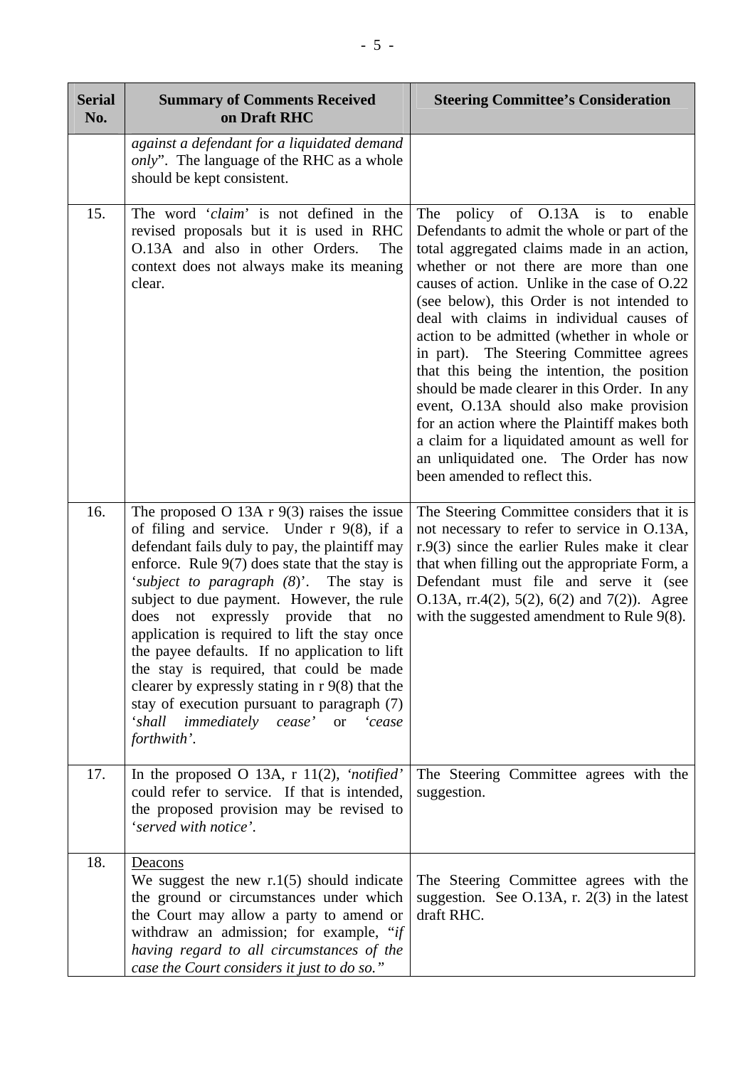| Serial No. | Summary of Comments Received on Draft RHC | Steering Committee's Consideration |
|---|---|---|
| | *against a defendant for a liquidated demand only*". The language of the RHC as a whole should be kept consistent. | |
| 15. | The word '*claim*' is not defined in the revised proposals but it is used in RHC O.13A and also in other Orders. The context does not always make its meaning clear. | The policy of O.13A is to enable Defendants to admit the whole or part of the total aggregated claims made in an action, whether or not there are more than one causes of action. Unlike in the case of O.22 (see below), this Order is not intended to deal with claims in individual causes of action to be admitted (whether in whole or in part). The Steering Committee agrees that this being the intention, the position should be made clearer in this Order. In any event, O.13A should also make provision for an action where the Plaintiff makes both a claim for a liquidated amount as well for an unliquidated one. The Order has now been amended to reflect this. |
| 16. | The proposed O 13A r 9(3) raises the issue of filing and service. Under r 9(8), if a defendant fails duly to pay, the plaintiff may enforce. Rule 9(7) does state that the stay is '*subject to paragraph (8)*'. The stay is subject to due payment. However, the rule does not expressly provide that no application is required to lift the stay once the payee defaults. If no application to lift the stay is required, that could be made clearer by expressly stating in r 9(8) that the stay of execution pursuant to paragraph (7) '*shall immediately cease*' or '*cease forthwith*'. | The Steering Committee considers that it is not necessary to refer to service in O.13A, r.9(3) since the earlier Rules make it clear that when filling out the appropriate Form, a Defendant must file and serve it (see O.13A, rr.4(2), 5(2), 6(2) and 7(2)). Agree with the suggested amendment to Rule 9(8). |
| 17. | In the proposed O 13A, r 11(2), '*notified*' could refer to service. If that is intended, the proposed provision may be revised to '*served with notice*'. | The Steering Committee agrees with the suggestion. |
| 18. | <u>Deacons</u><br>We suggest the new r.1(5) should indicate the ground or circumstances under which the Court may allow a party to amend or withdraw an admission; for example, "*if having regard to all circumstances of the case the Court considers it just to do so.*" | The Steering Committee agrees with the suggestion. See O.13A, r. 2(3) in the latest draft RHC. |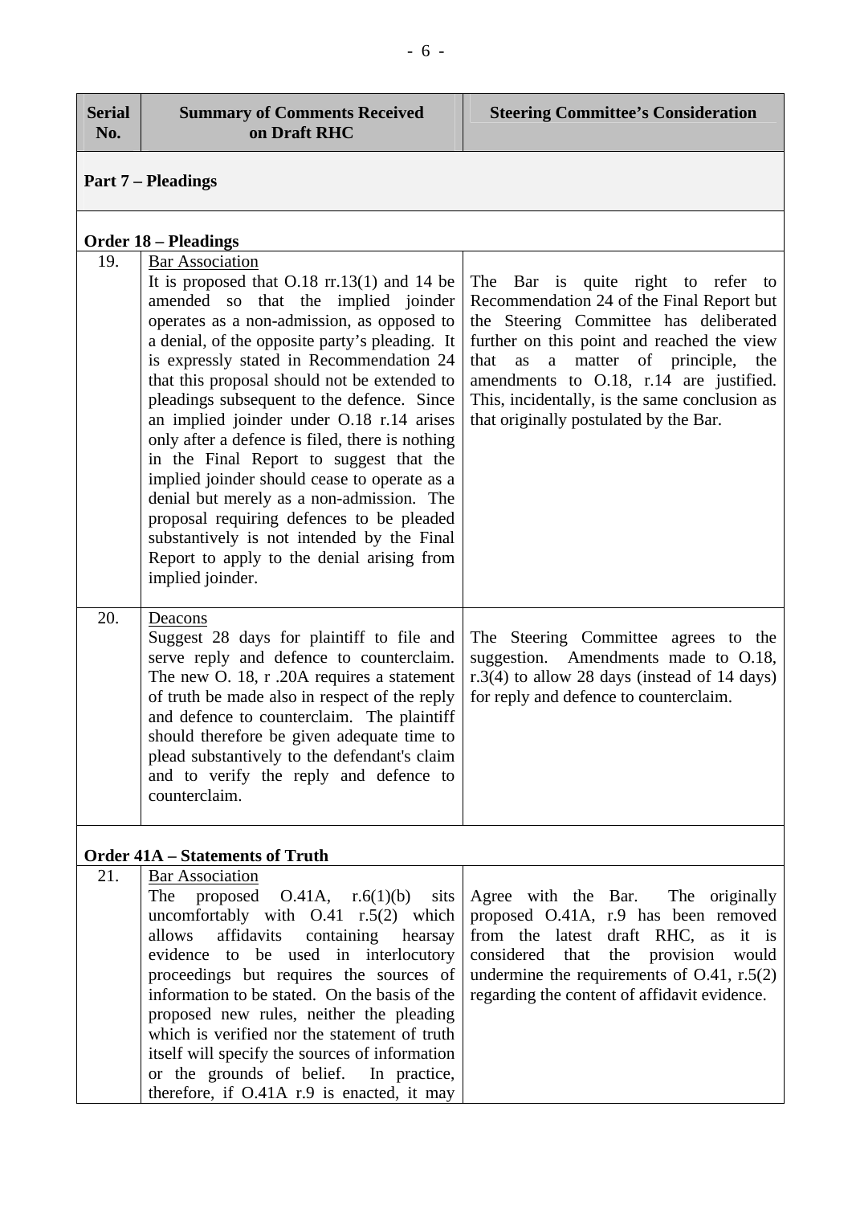| Serial No. | Summary of Comments Received on Draft RHC | Steering Committee's Consideration |
|---|---|---|
| **Part 7 – Pleadings** | | |
| **Order 18 – Pleadings** | | |
| 19. | Bar Association<br>It is proposed that O.18 rr.13(1) and 14 be amended so that the implied joinder operates as a non-admission, as opposed to a denial, of the opposite party's pleading. It is expressly stated in Recommendation 24 that this proposal should not be extended to pleadings subsequent to the defence. Since an implied joinder under O.18 r.14 arises only after a defence is filed, there is nothing in the Final Report to suggest that the implied joinder should cease to operate as a denial but merely as a non-admission. The proposal requiring defences to be pleaded substantively is not intended by the Final Report to apply to the denial arising from implied joinder. | The Bar is quite right to refer to Recommendation 24 of the Final Report but the Steering Committee has deliberated further on this point and reached the view that as a matter of principle, the amendments to O.18, r.14 are justified. This, incidentally, is the same conclusion as that originally postulated by the Bar. |
| 20. | Deacons<br>Suggest 28 days for plaintiff to file and serve reply and defence to counterclaim. The new O. 18, r .20A requires a statement of truth be made also in respect of the reply and defence to counterclaim. The plaintiff should therefore be given adequate time to plead substantively to the defendant's claim and to verify the reply and defence to counterclaim. | The Steering Committee agrees to the suggestion. Amendments made to O.18, r.3(4) to allow 28 days (instead of 14 days) for reply and defence to counterclaim. |
| **Order 41A – Statements of Truth** | | |
| 21. | Bar Association<br>The proposed O.41A, r.6(1)(b) sits uncomfortably with O.41 r.5(2) which allows affidavits containing hearsay evidence to be used in interlocutory proceedings but requires the sources of information to be stated. On the basis of the proposed new rules, neither the pleading which is verified nor the statement of truth itself will specify the sources of information or the grounds of belief. In practice, therefore, if O.41A r.9 is enacted, it may | Agree with the Bar. The originally proposed O.41A, r.9 has been removed from the latest draft RHC, as it is considered that the provision would undermine the requirements of O.41, r.5(2) regarding the content of affidavit evidence. |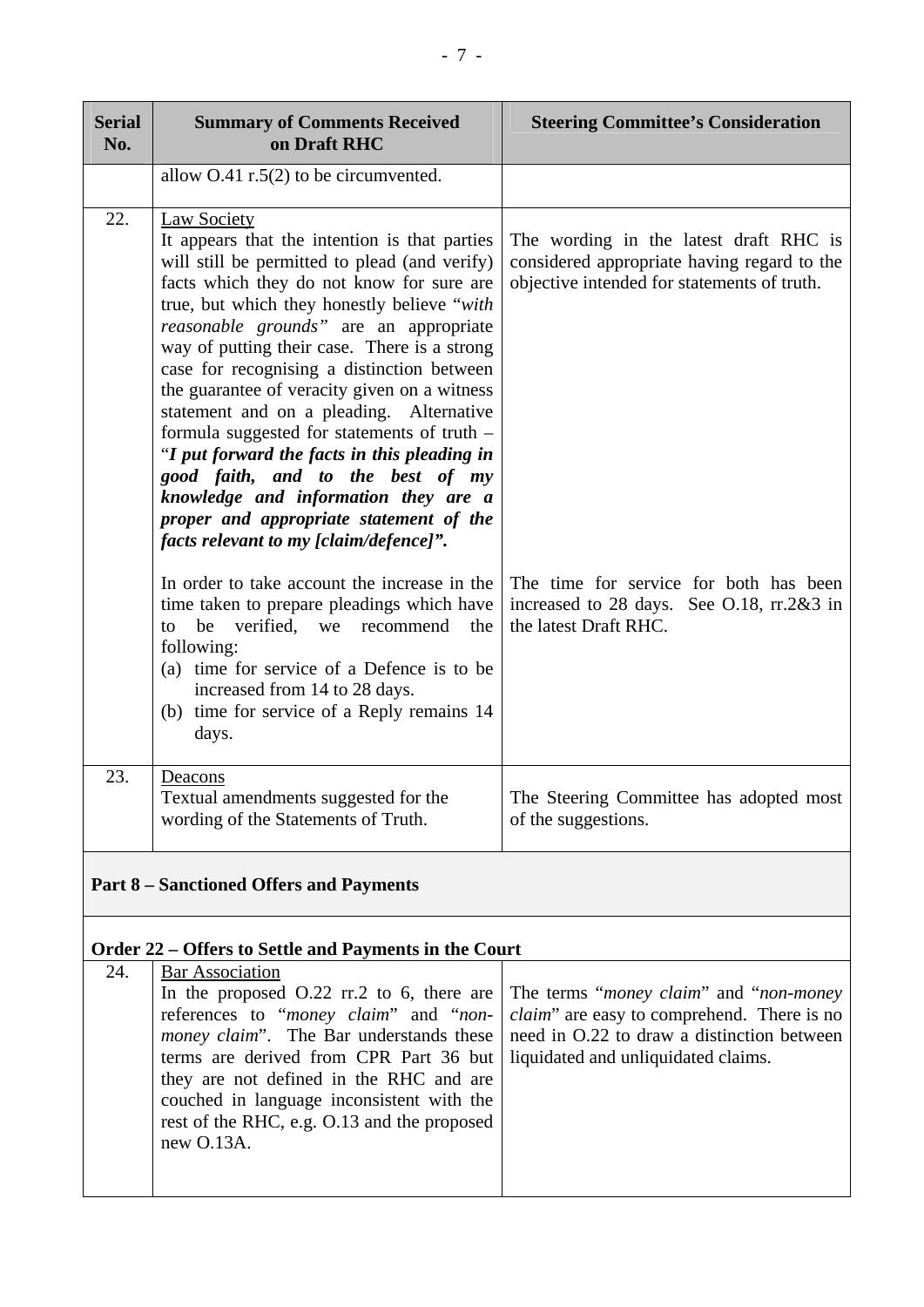| Serial No. | Summary of Comments Received on Draft RHC | Steering Committee's Consideration |
|---|---|---|
| | allow O.41 r.5(2) to be circumvented. | |
| 22. | Law Society<br>It appears that the intention is that parties will still be permitted to plead (and verify) facts which they do not know for sure are true, but which they honestly believe "*with reasonable grounds*" are an appropriate way of putting their case. There is a strong case for recognising a distinction between the guarantee of veracity given on a witness statement and on a pleading. Alternative formula suggested for statements of truth – "***I put forward the facts in this pleading in good faith, and to the best of my knowledge and information they are a proper and appropriate statement of the facts relevant to my [claim/defence]***".<br><br>In order to take account the increase in the time taken to prepare pleadings which have to be verified, we recommend the following:<br>(a) time for service of a Defence is to be increased from 14 to 28 days.<br>(b) time for service of a Reply remains 14 days. | The wording in the latest draft RHC is considered appropriate having regard to the objective intended for statements of truth.<br><br>The time for service for both has been increased to 28 days. See O.18, rr.2&3 in the latest Draft RHC. |
| 23. | Deacons<br>Textual amendments suggested for the wording of the Statements of Truth. | The Steering Committee has adopted most of the suggestions. |
| **Part 8 – Sanctioned Offers and Payments** | | |
| **Order 22 – Offers to Settle and Payments in the Court** | | |
| 24. | Bar Association<br>In the proposed O.22 rr.2 to 6, there are references to "*money claim*" and "*non-money claim*". The Bar understands these terms are derived from CPR Part 36 but they are not defined in the RHC and are couched in language inconsistent with the rest of the RHC, e.g. O.13 and the proposed new O.13A. | The terms "*money claim*" and "*non-money claim*" are easy to comprehend. There is no need in O.22 to draw a distinction between liquidated and unliquidated claims. |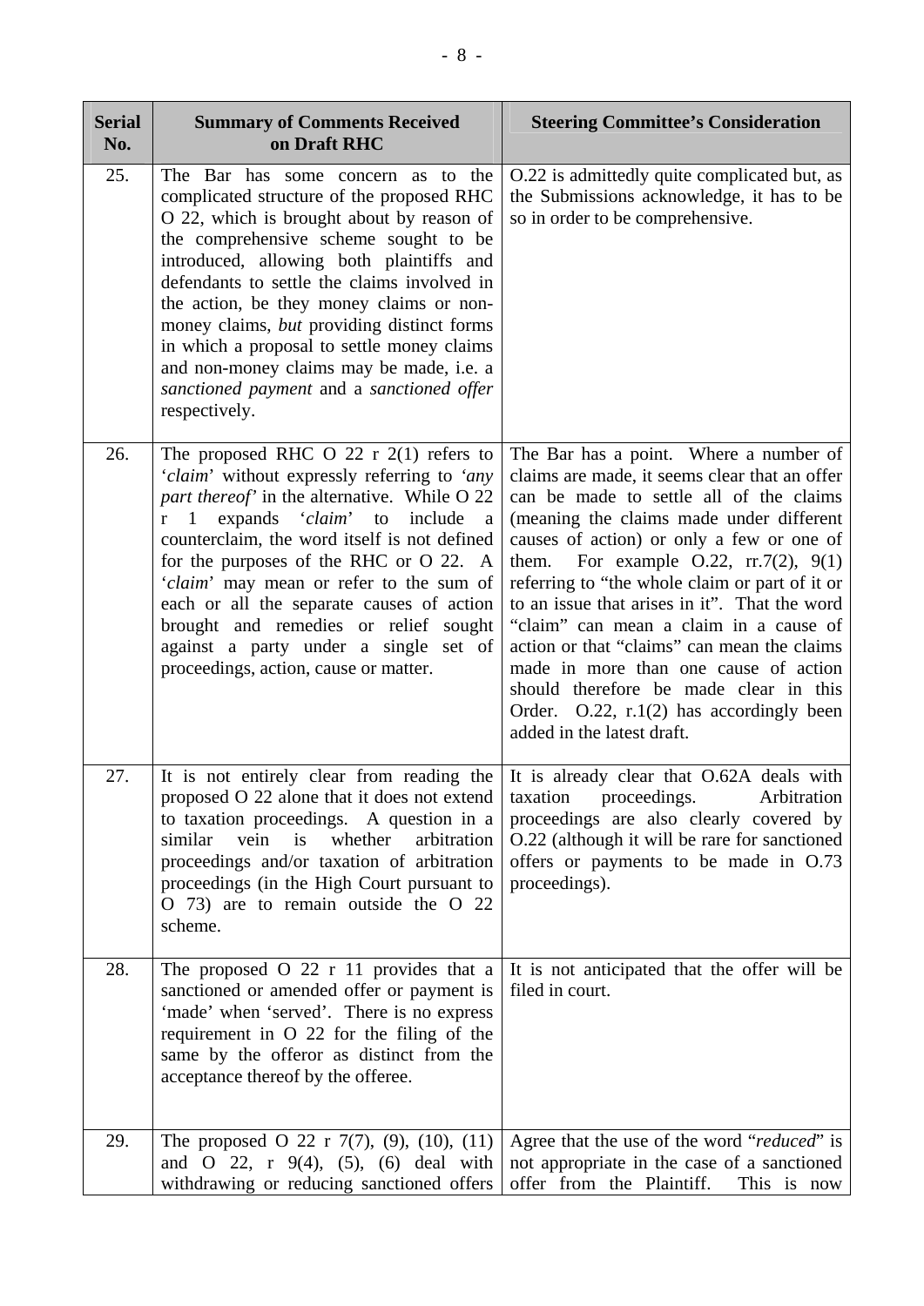| Serial No. | Summary of Comments Received on Draft RHC | Steering Committee's Consideration |
|---|---|---|
| 25. | The Bar has some concern as to the complicated structure of the proposed RHC O 22, which is brought about by reason of the comprehensive scheme sought to be introduced, allowing both plaintiffs and defendants to settle the claims involved in the action, be they money claims or non-money claims, *but* providing distinct forms in which a proposal to settle money claims and non-money claims may be made, i.e. a *sanctioned payment* and a *sanctioned offer* respectively. | O.22 is admittedly quite complicated but, as the Submissions acknowledge, it has to be so in order to be comprehensive. |
| 26. | The proposed RHC O 22 r 2(1) refers to '*claim*' without expressly referring to *'any part thereof'* in the alternative. While O 22 r 1 expands '*claim*' to include a counterclaim, the word itself is not defined for the purposes of the RHC or O 22. A '*claim*' may mean or refer to the sum of each or all the separate causes of action brought and remedies or relief sought against a party under a single set of proceedings, action, cause or matter. | The Bar has a point. Where a number of claims are made, it seems clear that an offer can be made to settle all of the claims (meaning the claims made under different causes of action) or only a few or one of them. For example O.22, rr.7(2), 9(1) referring to "the whole claim or part of it or to an issue that arises in it". That the word "claim" can mean a claim in a cause of action or that "claims" can mean the claims made in more than one cause of action should therefore be made clear in this Order. O.22, r.1(2) has accordingly been added in the latest draft. |
| 27. | It is not entirely clear from reading the proposed O 22 alone that it does not extend to taxation proceedings. A question in a similar vein is whether arbitration proceedings and/or taxation of arbitration proceedings (in the High Court pursuant to O 73) are to remain outside the O 22 scheme. | It is already clear that O.62A deals with taxation proceedings. Arbitration proceedings are also clearly covered by O.22 (although it will be rare for sanctioned offers or payments to be made in O.73 proceedings). |
| 28. | The proposed O 22 r 11 provides that a sanctioned or amended offer or payment is 'made' when 'served'. There is no express requirement in O 22 for the filing of the same by the offeror as distinct from the acceptance thereof by the offeree. | It is not anticipated that the offer will be filed in court. |
| 29. | The proposed O 22 r 7(7), (9), (10), (11) and O 22, r 9(4), (5), (6) deal with withdrawing or reducing sanctioned offers | Agree that the use of the word "*reduced*" is not appropriate in the case of a sanctioned offer from the Plaintiff. This is now |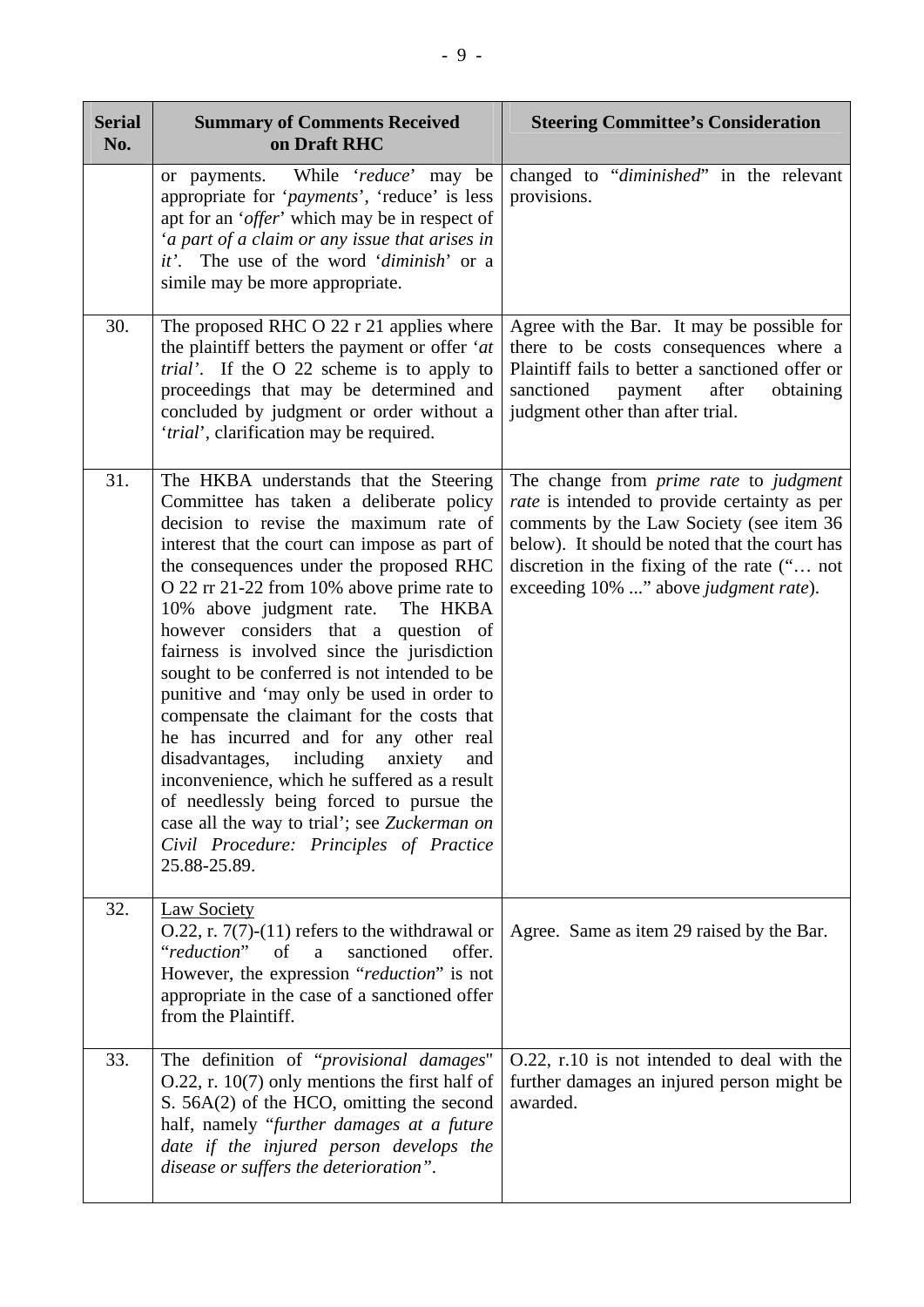| Serial No. | Summary of Comments Received on Draft RHC | Steering Committee's Consideration |
|---|---|---|
| | or payments. While '*reduce*' may be appropriate for '*payments*', 'reduce' is less apt for an '*offer*' which may be in respect of '*a part of a claim or any issue that arises in it*'. The use of the word '*diminish*' or a simile may be more appropriate. | changed to "*diminished*" in the relevant provisions. |
| 30. | The proposed RHC O 22 r 21 applies where the plaintiff betters the payment or offer '*at trial*'. If the O 22 scheme is to apply to proceedings that may be determined and concluded by judgment or order without a '*trial*', clarification may be required. | Agree with the Bar. It may be possible for there to be costs consequences where a Plaintiff fails to better a sanctioned offer or sanctioned payment after obtaining judgment other than after trial. |
| 31. | The HKBA understands that the Steering Committee has taken a deliberate policy decision to revise the maximum rate of interest that the court can impose as part of the consequences under the proposed RHC O 22 rr 21-22 from 10% above prime rate to 10% above judgment rate. The HKBA however considers that a question of fairness is involved since the jurisdiction sought to be conferred is not intended to be punitive and 'may only be used in order to compensate the claimant for the costs that he has incurred and for any other real disadvantages, including anxiety and inconvenience, which he suffered as a result of needlessly being forced to pursue the case all the way to trial'; see *Zuckerman on Civil Procedure: Principles of Practice* 25.88-25.89. | The change from *prime rate* to *judgment rate* is intended to provide certainty as per comments by the Law Society (see item 36 below). It should be noted that the court has discretion in the fixing of the rate ("… not exceeding 10% ..." above *judgment rate*). |
| 32. | <u>Law Society</u><br>O.22, r. 7(7)-(11) refers to the withdrawal or "*reduction*" of a sanctioned offer. However, the expression "*reduction*" is not appropriate in the case of a sanctioned offer from the Plaintiff. | Agree. Same as item 29 raised by the Bar. |
| 33. | The definition of "*provisional damages*" O.22, r. 10(7) only mentions the first half of S. 56A(2) of the HCO, omitting the second half, namely "*further damages at a future date if the injured person develops the disease or suffers the deterioration*". | O.22, r.10 is not intended to deal with the further damages an injured person might be awarded. |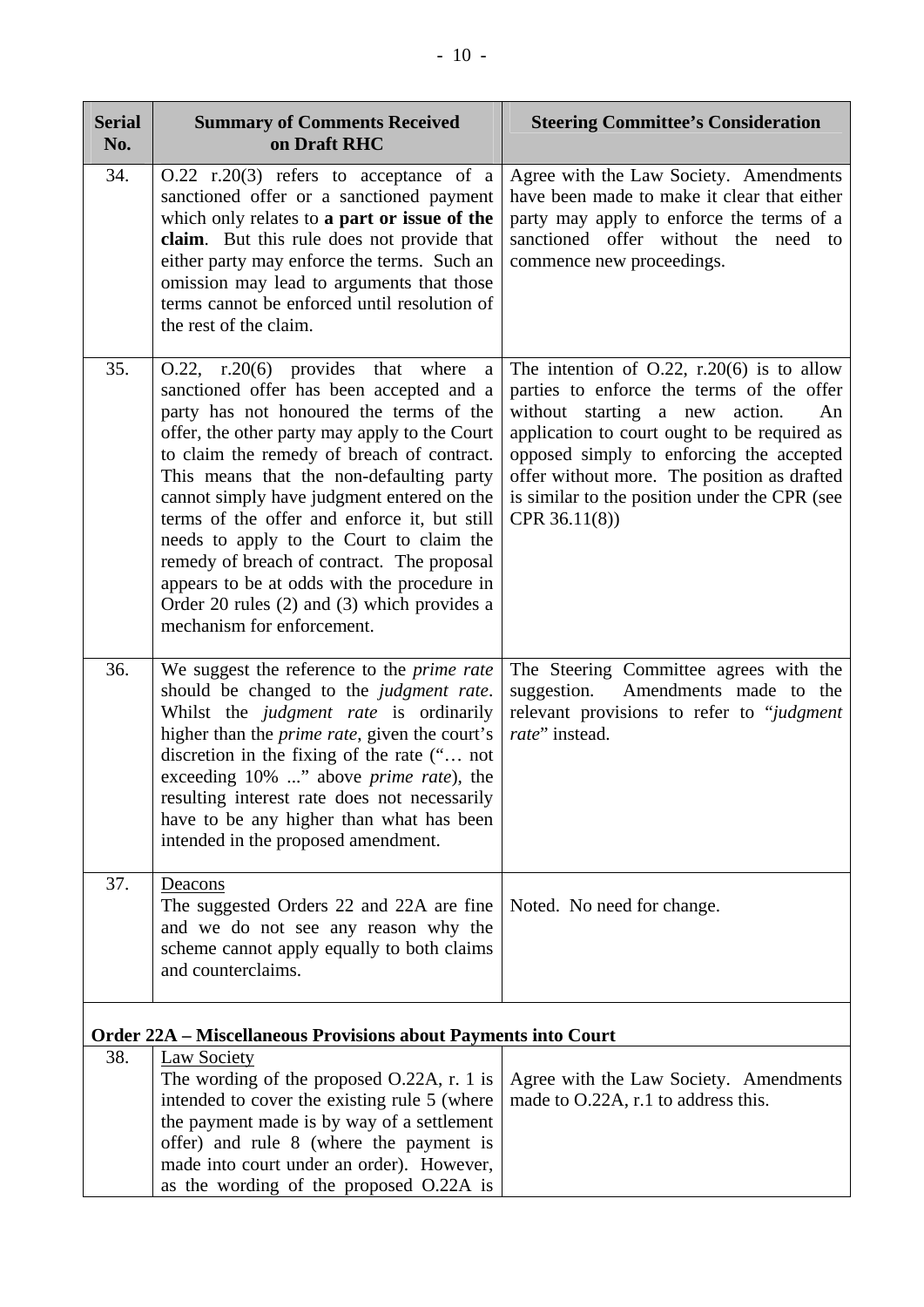| Serial No. | Summary of Comments Received on Draft RHC | Steering Committee's Consideration |
|---|---|---|
| 34. | O.22 r.20(3) refers to acceptance of a sanctioned offer or a sanctioned payment which only relates to **a part or issue of the claim**. But this rule does not provide that either party may enforce the terms. Such an omission may lead to arguments that those terms cannot be enforced until resolution of the rest of the claim. | Agree with the Law Society. Amendments have been made to make it clear that either party may apply to enforce the terms of a sanctioned offer without the need to commence new proceedings. |
| 35. | O.22, r.20(6) provides that where a sanctioned offer has been accepted and a party has not honoured the terms of the offer, the other party may apply to the Court to claim the remedy of breach of contract. This means that the non-defaulting party cannot simply have judgment entered on the terms of the offer and enforce it, but still needs to apply to the Court to claim the remedy of breach of contract. The proposal appears to be at odds with the procedure in Order 20 rules (2) and (3) which provides a mechanism for enforcement. | The intention of O.22, r.20(6) is to allow parties to enforce the terms of the offer without starting a new action. An application to court ought to be required as opposed simply to enforcing the accepted offer without more. The position as drafted is similar to the position under the CPR (see CPR 36.11(8)) |
| 36. | We suggest the reference to the *prime rate* should be changed to the *judgment rate*. Whilst the *judgment rate* is ordinarily higher than the *prime rate*, given the court's discretion in the fixing of the rate ("… not exceeding 10% ..." above *prime rate*), the resulting interest rate does not necessarily have to be any higher than what has been intended in the proposed amendment. | The Steering Committee agrees with the suggestion. Amendments made to the relevant provisions to refer to "*judgment rate*" instead. |
| 37. | Deacons<br>The suggested Orders 22 and 22A are fine and we do not see any reason why the scheme cannot apply equally to both claims and counterclaims. | Noted. No need for change. |
| **Order 22A – Miscellaneous Provisions about Payments into Court** | | |
| 38. | Law Society<br>The wording of the proposed O.22A, r. 1 is intended to cover the existing rule 5 (where the payment made is by way of a settlement offer) and rule 8 (where the payment is made into court under an order). However, as the wording of the proposed O.22A is | Agree with the Law Society. Amendments made to O.22A, r.1 to address this. |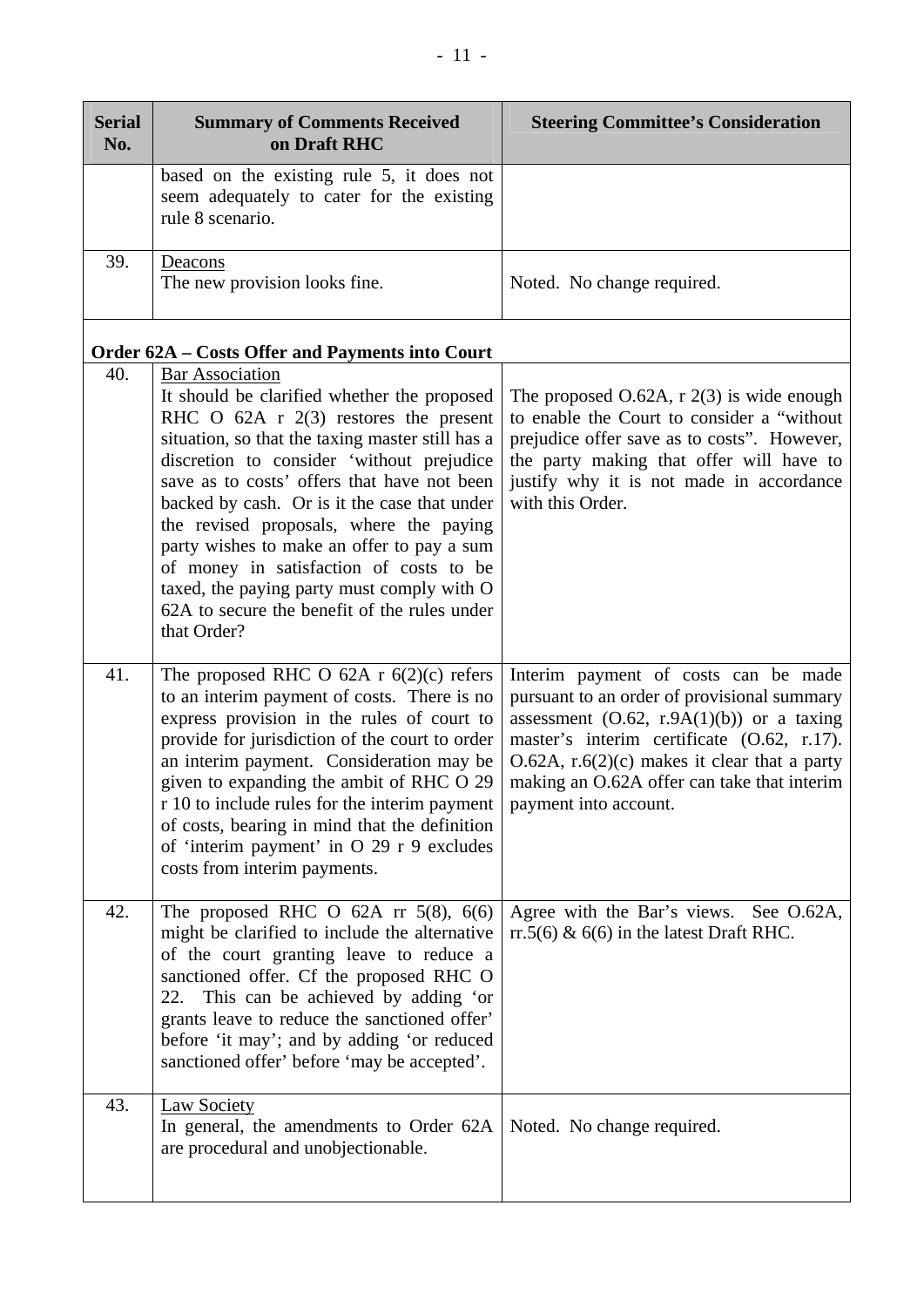| Serial No. | Summary of Comments Received on Draft RHC | Steering Committee's Consideration |
|---|---|---|
| | based on the existing rule 5, it does not seem adequately to cater for the existing rule 8 scenario. | |
| 39. | Deacons<br>The new provision looks fine. | Noted. No change required. |
| **Order 62A – Costs Offer and Payments into Court** | | |
| 40. | Bar Association<br>It should be clarified whether the proposed RHC O 62A r 2(3) restores the present situation, so that the taxing master still has a discretion to consider 'without prejudice save as to costs' offers that have not been backed by cash. Or is it the case that under the revised proposals, where the paying party wishes to make an offer to pay a sum of money in satisfaction of costs to be taxed, the paying party must comply with O 62A to secure the benefit of the rules under that Order? | The proposed O.62A, r 2(3) is wide enough to enable the Court to consider a "without prejudice offer save as to costs". However, the party making that offer will have to justify why it is not made in accordance with this Order. |
| 41. | The proposed RHC O 62A r 6(2)(c) refers to an interim payment of costs. There is no express provision in the rules of court to provide for jurisdiction of the court to order an interim payment. Consideration may be given to expanding the ambit of RHC O 29 r 10 to include rules for the interim payment of costs, bearing in mind that the definition of 'interim payment' in O 29 r 9 excludes costs from interim payments. | Interim payment of costs can be made pursuant to an order of provisional summary assessment (O.62, r.9A(1)(b)) or a taxing master's interim certificate (O.62, r.17). O.62A, r.6(2)(c) makes it clear that a party making an O.62A offer can take that interim payment into account. |
| 42. | The proposed RHC O 62A rr 5(8), 6(6) might be clarified to include the alternative of the court granting leave to reduce a sanctioned offer. Cf the proposed RHC O 22. This can be achieved by adding 'or grants leave to reduce the sanctioned offer' before 'it may'; and by adding 'or reduced sanctioned offer' before 'may be accepted'. | Agree with the Bar's views. See O.62A, rr.5(6) & 6(6) in the latest Draft RHC. |
| 43. | Law Society<br>In general, the amendments to Order 62A are procedural and unobjectionable. | Noted. No change required. |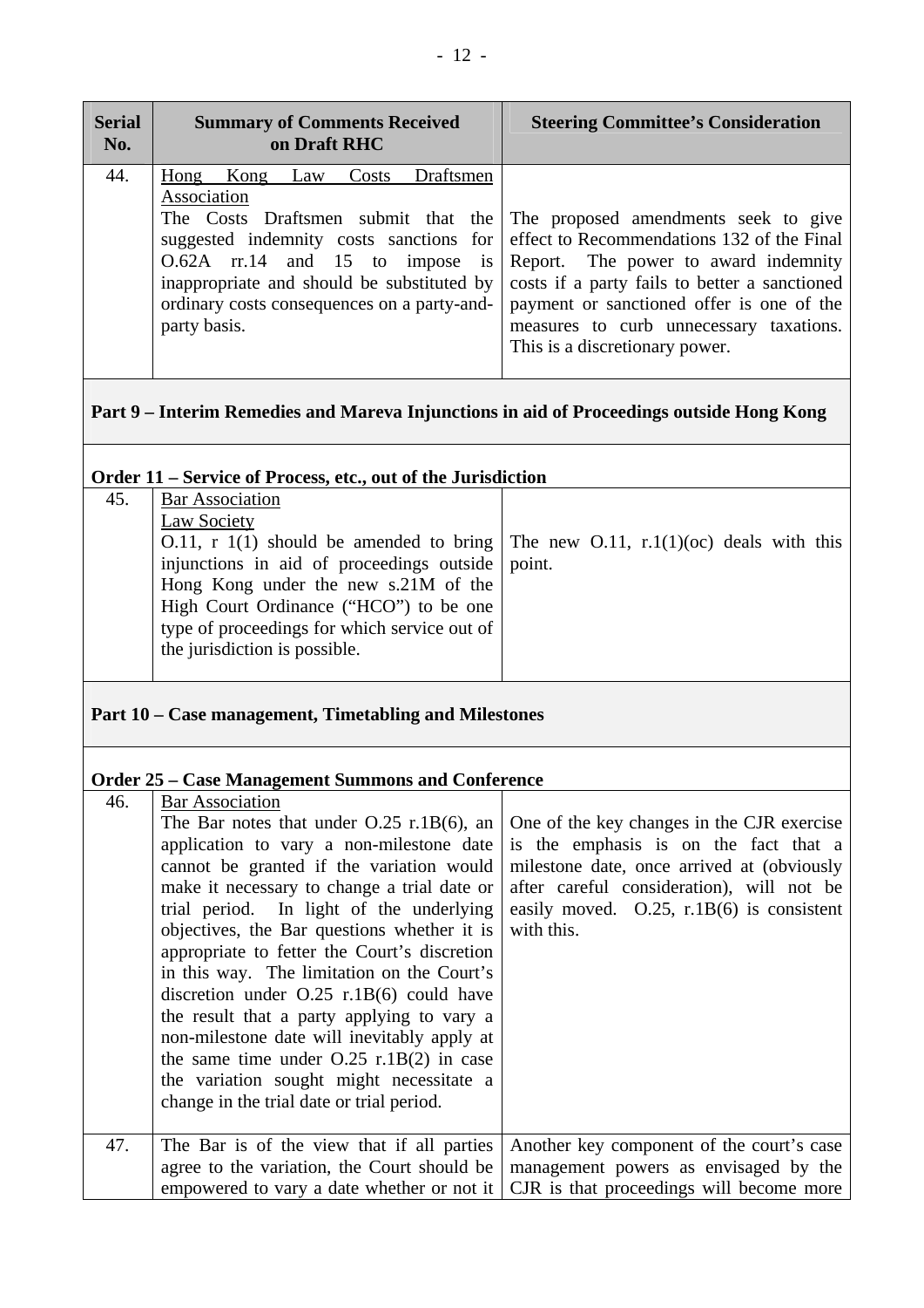| Serial No. | Summary of Comments Received on Draft RHC | Steering Committee's Consideration |
|---|---|---|
| 44. | Hong Kong Law Costs Draftsmen Association<br>The Costs Draftsmen submit that the suggested indemnity costs sanctions for O.62A rr.14 and 15 to impose is inappropriate and should be substituted by ordinary costs consequences on a party-and-party basis. | The proposed amendments seek to give effect to Recommendations 132 of the Final Report. The power to award indemnity costs if a party fails to better a sanctioned payment or sanctioned offer is one of the measures to curb unnecessary taxations. This is a discretionary power. |
| **Part 9 – Interim Remedies and Mareva Injunctions in aid of Proceedings outside Hong Kong** | | |
| **Order 11 – Service of Process, etc., out of the Jurisdiction** | | |
| 45. | Bar Association<br>Law Society<br>O.11, r 1(1) should be amended to bring injunctions in aid of proceedings outside Hong Kong under the new s.21M of the High Court Ordinance ("HCO") to be one type of proceedings for which service out of the jurisdiction is possible. | The new O.11, r.1(1)(oc) deals with this point. |
| **Part 10 – Case management, Timetabling and Milestones** | | |
| **Order 25 – Case Management Summons and Conference** | | |
| 46. | Bar Association<br>The Bar notes that under O.25 r.1B(6), an application to vary a non-milestone date cannot be granted if the variation would make it necessary to change a trial date or trial period. In light of the underlying objectives, the Bar questions whether it is appropriate to fetter the Court's discretion in this way. The limitation on the Court's discretion under O.25 r.1B(6) could have the result that a party applying to vary a non-milestone date will inevitably apply at the same time under O.25 r.1B(2) in case the variation sought might necessitate a change in the trial date or trial period. | One of the key changes in the CJR exercise is the emphasis is on the fact that a milestone date, once arrived at (obviously after careful consideration), will not be easily moved. O.25, r.1B(6) is consistent with this. |
| 47. | The Bar is of the view that if all parties agree to the variation, the Court should be empowered to vary a date whether or not it | Another key component of the court's case management powers as envisaged by the CJR is that proceedings will become more |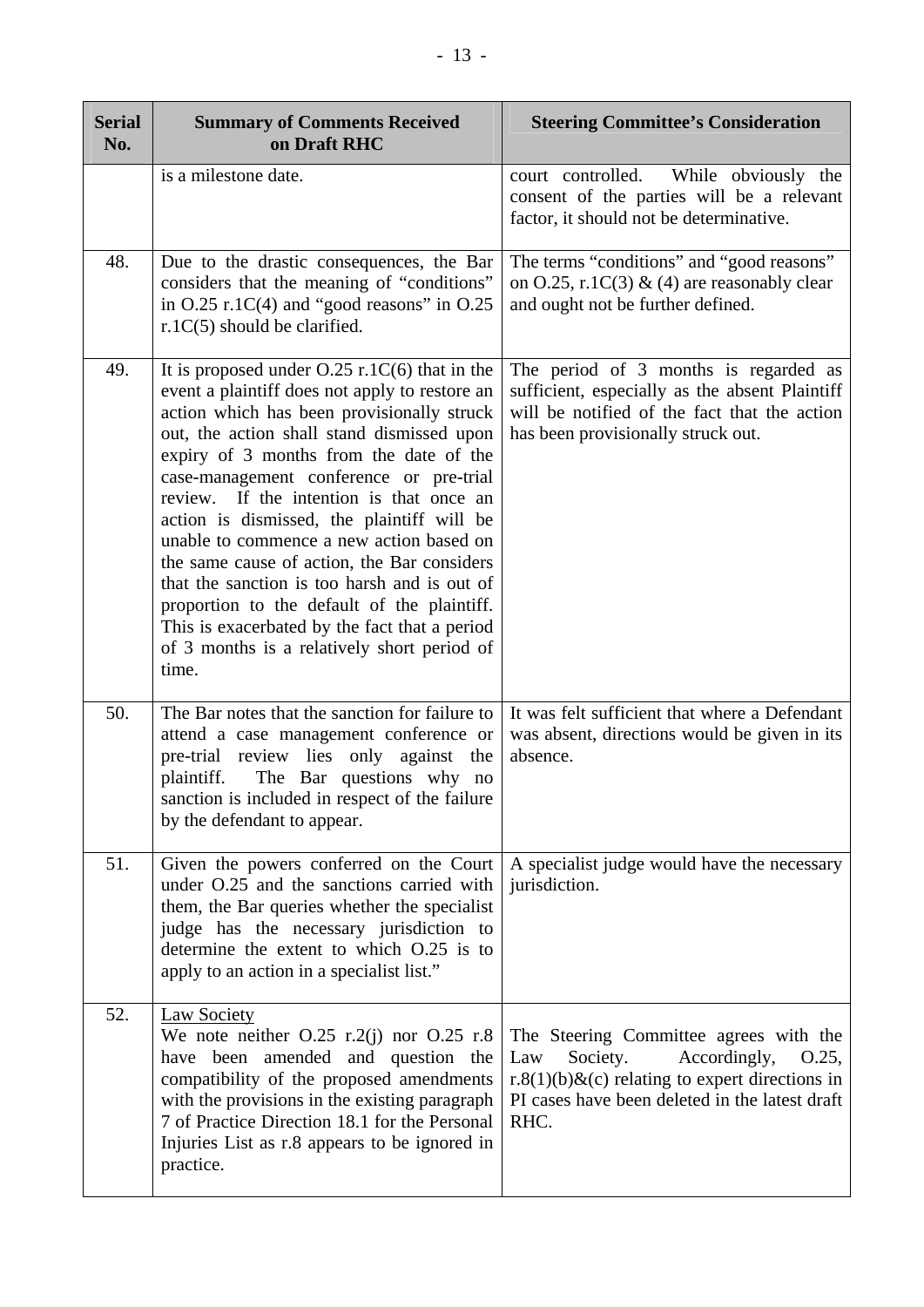| Serial No. | Summary of Comments Received on Draft RHC | Steering Committee's Consideration |
|---|---|---|
| | is a milestone date. | court controlled. While obviously the consent of the parties will be a relevant factor, it should not be determinative. |
| 48. | Due to the drastic consequences, the Bar considers that the meaning of "conditions" in O.25 r.1C(4) and "good reasons" in O.25 r.1C(5) should be clarified. | The terms "conditions" and "good reasons" on O.25, r.1C(3) & (4) are reasonably clear and ought not be further defined. |
| 49. | It is proposed under O.25 r.1C(6) that in the event a plaintiff does not apply to restore an action which has been provisionally struck out, the action shall stand dismissed upon expiry of 3 months from the date of the case-management conference or pre-trial review. If the intention is that once an action is dismissed, the plaintiff will be unable to commence a new action based on the same cause of action, the Bar considers that the sanction is too harsh and is out of proportion to the default of the plaintiff. This is exacerbated by the fact that a period of 3 months is a relatively short period of time. | The period of 3 months is regarded as sufficient, especially as the absent Plaintiff will be notified of the fact that the action has been provisionally struck out. |
| 50. | The Bar notes that the sanction for failure to attend a case management conference or pre-trial review lies only against the plaintiff. The Bar questions why no sanction is included in respect of the failure by the defendant to appear. | It was felt sufficient that where a Defendant was absent, directions would be given in its absence. |
| 51. | Given the powers conferred on the Court under O.25 and the sanctions carried with them, the Bar queries whether the specialist judge has the necessary jurisdiction to determine the extent to which O.25 is to apply to an action in a specialist list." | A specialist judge would have the necessary jurisdiction. |
| 52. | Law Society<br>We note neither O.25 r.2(j) nor O.25 r.8 have been amended and question the compatibility of the proposed amendments with the provisions in the existing paragraph 7 of Practice Direction 18.1 for the Personal Injuries List as r.8 appears to be ignored in practice. | The Steering Committee agrees with the Law Society. Accordingly, O.25, r.8(1)(b)&(c) relating to expert directions in PI cases have been deleted in the latest draft RHC. |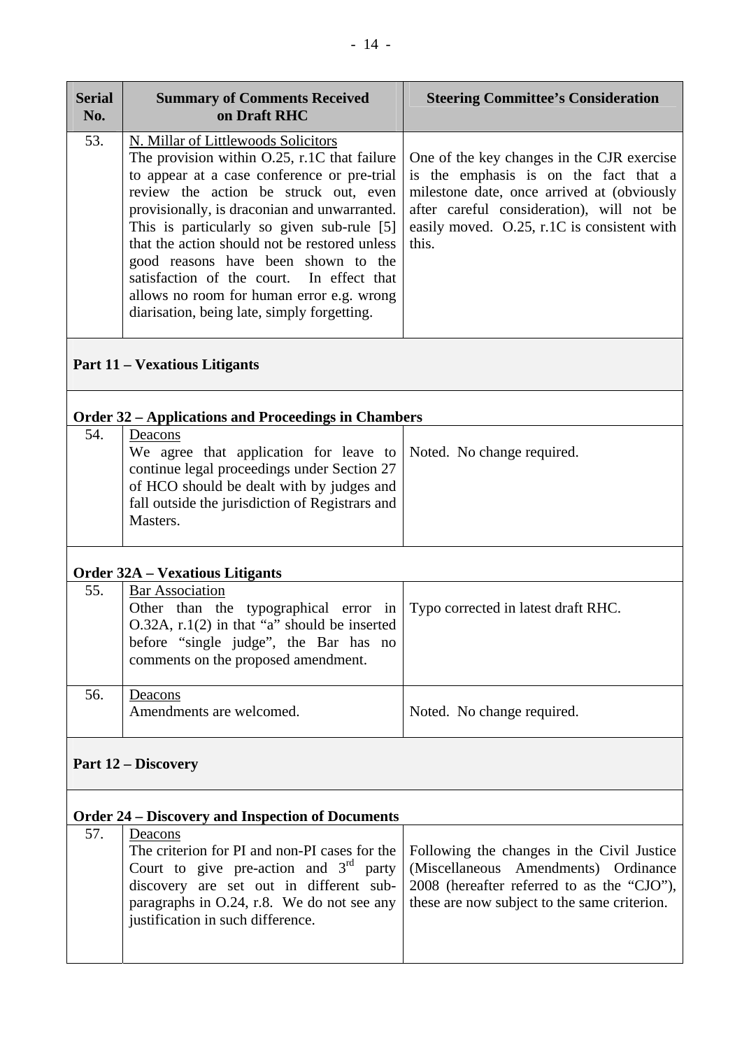| Serial No. | Summary of Comments Received on Draft RHC | Steering Committee's Consideration |
|---|---|---|
| 53. | N. Millar of Littlewoods Solicitors<br>The provision within O.25, r.1C that failure to appear at a case conference or pre-trial review the action be struck out, even provisionally, is draconian and unwarranted. This is particularly so given sub-rule [5] that the action should not be restored unless good reasons have been shown to the satisfaction of the court. In effect that allows no room for human error e.g. wrong diarisation, being late, simply forgetting. | One of the key changes in the CJR exercise is the emphasis is on the fact that a milestone date, once arrived at (obviously after careful consideration), will not be easily moved. O.25, r.1C is consistent with this. |
| **Part 11 – Vexatious Litigants** | | |
| **Order 32 – Applications and Proceedings in Chambers** | | |
| 54. | Deacons<br>We agree that application for leave to continue legal proceedings under Section 27 of HCO should be dealt with by judges and fall outside the jurisdiction of Registrars and Masters. | Noted. No change required. |
| **Order 32A – Vexatious Litigants** | | |
| 55. | Bar Association<br>Other than the typographical error in O.32A, r.1(2) in that "a" should be inserted before "single judge", the Bar has no comments on the proposed amendment. | Typo corrected in latest draft RHC. |
| 56. | Deacons<br>Amendments are welcomed. | Noted. No change required. |
| **Part 12 – Discovery** | | |
| **Order 24 – Discovery and Inspection of Documents** | | |
| 57. | Deacons<br>The criterion for PI and non-PI cases for the Court to give pre-action and 3rd party discovery are set out in different sub-paragraphs in O.24, r.8. We do not see any justification in such difference. | Following the changes in the Civil Justice (Miscellaneous Amendments) Ordinance 2008 (hereafter referred to as the "CJO"), these are now subject to the same criterion. |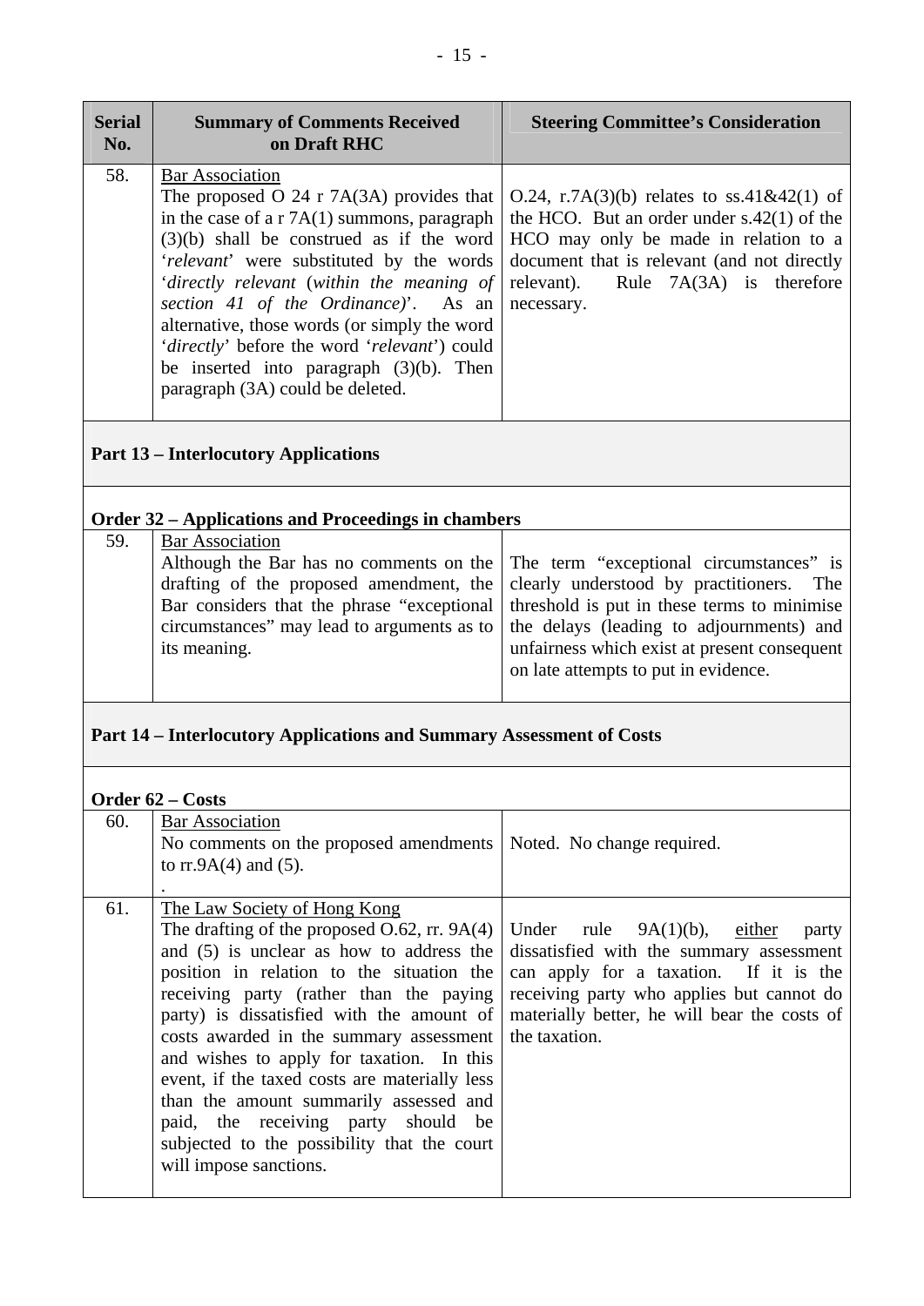| Serial No. | Summary of Comments Received on Draft RHC | Steering Committee's Consideration |
|---|---|---|
| 58. | <u>Bar Association</u><br>The proposed O 24 r 7A(3A) provides that in the case of a r 7A(1) summons, paragraph (3)(b) shall be construed as if the word '*relevant*' were substituted by the words '*directly relevant* (*within the meaning of section 41 of the Ordinance)*'. As an alternative, those words (or simply the word '*directly*' before the word '*relevant*') could be inserted into paragraph (3)(b). Then paragraph (3A) could be deleted. | O.24, r.7A(3)(b) relates to ss.41&42(1) of the HCO. But an order under s.42(1) of the HCO may only be made in relation to a document that is relevant (and not directly relevant). Rule 7A(3A) is therefore necessary. |
| **Part 13 – Interlocutory Applications** | | |
| **Order 32 – Applications and Proceedings in chambers** | | |
| 59. | <u>Bar Association</u><br>Although the Bar has no comments on the drafting of the proposed amendment, the Bar considers that the phrase "exceptional circumstances" may lead to arguments as to its meaning. | The term "exceptional circumstances" is clearly understood by practitioners. The threshold is put in these terms to minimise the delays (leading to adjournments) and unfairness which exist at present consequent on late attempts to put in evidence. |
| **Part 14 – Interlocutory Applications and Summary Assessment of Costs** | | |
| **Order 62 – Costs** | | |
| 60. | <u>Bar Association</u><br>No comments on the proposed amendments to rr.9A(4) and (5).<br>. | Noted. No change required. |
| 61. | <u>The Law Society of Hong Kong</u><br>The drafting of the proposed O.62, rr. 9A(4) and (5) is unclear as how to address the position in relation to the situation the receiving party (rather than the paying party) is dissatisfied with the amount of costs awarded in the summary assessment and wishes to apply for taxation. In this event, if the taxed costs are materially less than the amount summarily assessed and paid, the receiving party should be subjected to the possibility that the court will impose sanctions. | Under rule 9A(1)(b), <u>either</u> party dissatisfied with the summary assessment can apply for a taxation. If it is the receiving party who applies but cannot do materially better, he will bear the costs of the taxation. |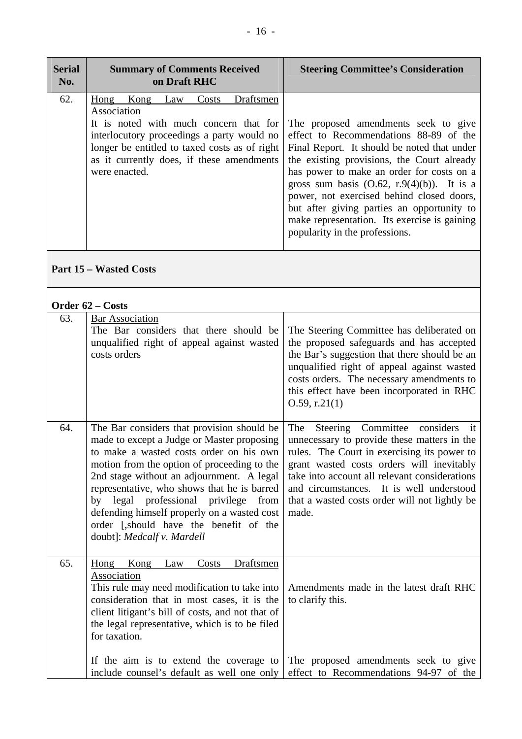| Serial No. | Summary of Comments Received on Draft RHC | Steering Committee's Consideration |
|---|---|---|
| 62. | <u>Hong Kong Law Costs Draftsmen Association</u><br>It is noted with much concern that for interlocutory proceedings a party would no longer be entitled to taxed costs as of right as it currently does, if these amendments were enacted. | The proposed amendments seek to give effect to Recommendations 88-89 of the Final Report. It should be noted that under the existing provisions, the Court already has power to make an order for costs on a gross sum basis (O.62, r.9(4)(b)). It is a power, not exercised behind closed doors, but after giving parties an opportunity to make representation. Its exercise is gaining popularity in the professions. |
| **Part 15 – Wasted Costs** | | |
| **Order 62 – Costs** | | |
| 63. | <u>Bar Association</u><br>The Bar considers that there should be unqualified right of appeal against wasted costs orders | The Steering Committee has deliberated on the proposed safeguards and has accepted the Bar's suggestion that there should be an unqualified right of appeal against wasted costs orders. The necessary amendments to this effect have been incorporated in RHC O.59, r.21(1) |
| 64. | The Bar considers that provision should be made to except a Judge or Master proposing to make a wasted costs order on his own motion from the option of proceeding to the 2nd stage without an adjournment. A legal representative, who shows that he is barred by legal professional privilege from defending himself properly on a wasted cost order [,should have the benefit of the doubt]: *Medcalf v. Mardell* | The Steering Committee considers it unnecessary to provide these matters in the rules. The Court in exercising its power to grant wasted costs orders will inevitably take into account all relevant considerations and circumstances. It is well understood that a wasted costs order will not lightly be made. |
| 65. | <u>Hong Kong Law Costs Draftsmen Association</u><br>This rule may need modification to take into consideration that in most cases, it is the client litigant's bill of costs, and not that of the legal representative, which is to be filed for taxation.<br><br>If the aim is to extend the coverage to include counsel's default as well one only | Amendments made in the latest draft RHC to clarify this.<br><br>The proposed amendments seek to give effect to Recommendations 94-97 of the |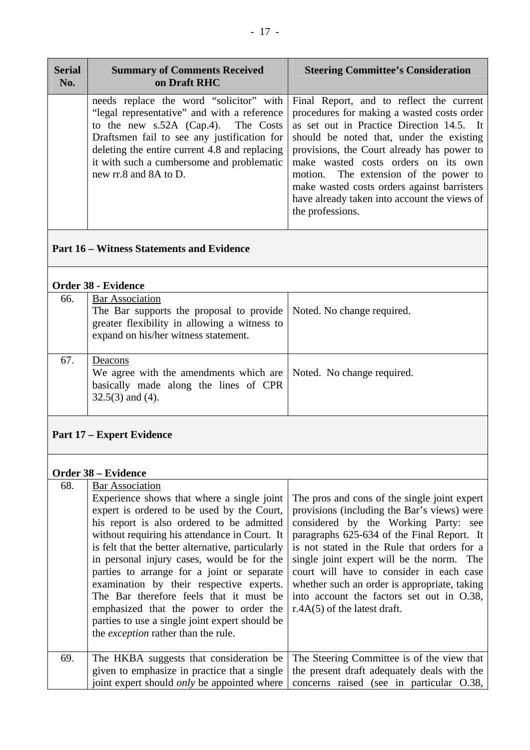| Serial No. | Summary of Comments Received on Draft RHC | Steering Committee's Consideration |
|---|---|---|
| | needs replace the word "solicitor" with "legal representative" and with a reference to the new s.52A (Cap.4). The Costs Draftsmen fail to see any justification for deleting the entire current 4.8 and replacing it with such a cumbersome and problematic new rr.8 and 8A to D. | Final Report, and to reflect the current procedures for making a wasted costs order as set out in Practice Direction 14.5. It should be noted that, under the existing provisions, the Court already has power to make wasted costs orders on its own motion. The extension of the power to make wasted costs orders against barristers have already taken into account the views of the professions. |
| **Part 16 – Witness Statements and Evidence** | | |
| **Order 38 - Evidence** | | |
| 66. | Bar Association<br>The Bar supports the proposal to provide greater flexibility in allowing a witness to expand on his/her witness statement. | Noted. No change required. |
| 67. | Deacons<br>We agree with the amendments which are basically made along the lines of CPR 32.5(3) and (4). | Noted. No change required. |
| **Part 17 – Expert Evidence** | | |
| **Order 38 – Evidence** | | |
| 68. | Bar Association<br>Experience shows that where a single joint expert is ordered to be used by the Court, his report is also ordered to be admitted without requiring his attendance in Court. It is felt that the better alternative, particularly in personal injury cases, would be for the parties to arrange for a joint or separate examination by their respective experts. The Bar therefore feels that it must be emphasized that the power to order the parties to use a single joint expert should be the *exception* rather than the rule. | The pros and cons of the single joint expert provisions (including the Bar's views) were considered by the Working Party: see paragraphs 625-634 of the Final Report. It is not stated in the Rule that orders for a single joint expert will be the norm. The court will have to consider in each case whether such an order is appropriate, taking into account the factors set out in O.38, r.4A(5) of the latest draft. |
| 69. | The HKBA suggests that consideration be given to emphasize in practice that a single joint expert should *only* be appointed where | The Steering Committee is of the view that the present draft adequately deals with the concerns raised (see in particular O.38, |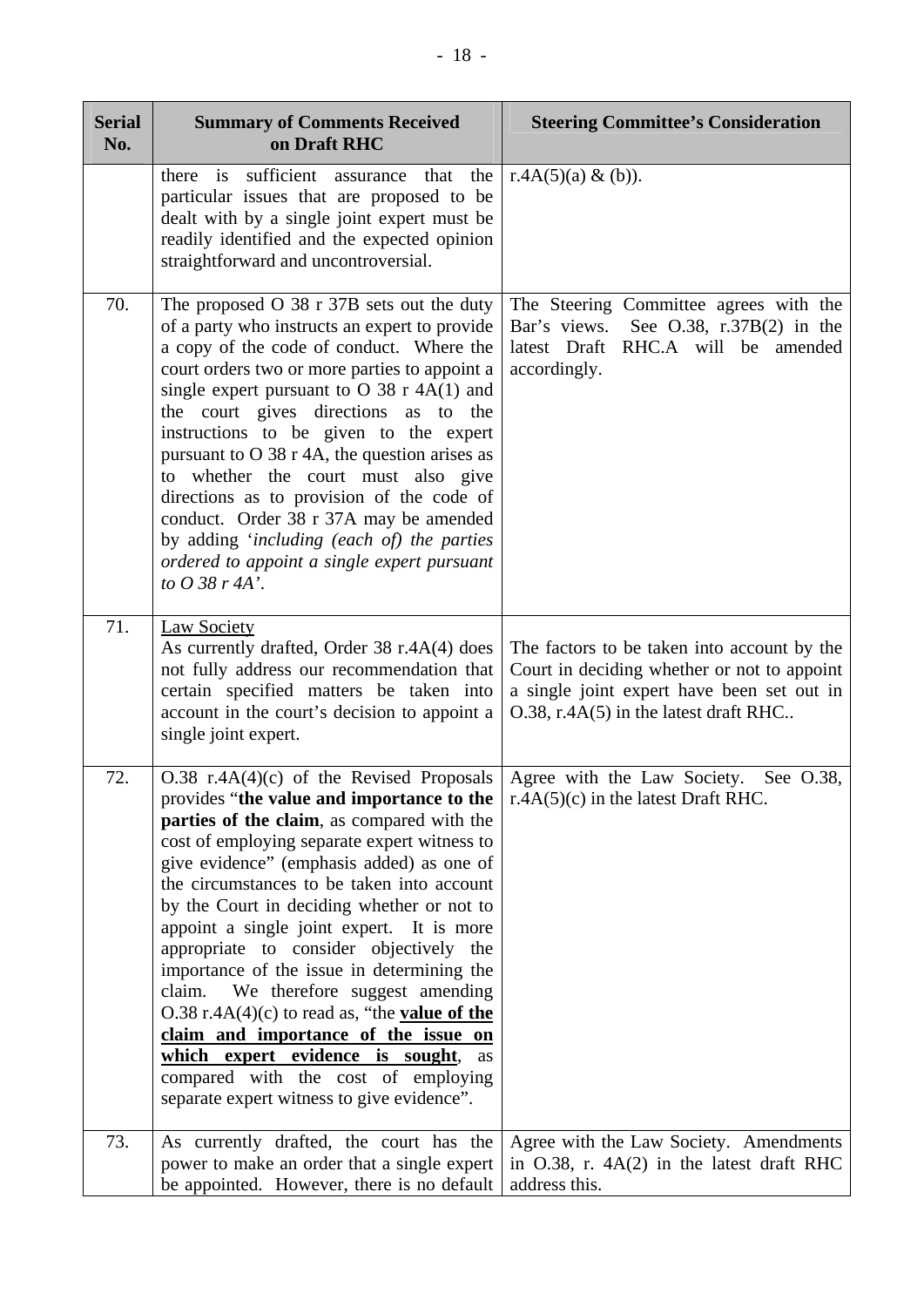| Serial No. | Summary of Comments Received on Draft RHC | Steering Committee's Consideration |
|---|---|---|
| | there is sufficient assurance that the particular issues that are proposed to be dealt with by a single joint expert must be readily identified and the expected opinion straightforward and uncontroversial. | r.4A(5)(a) & (b)). |
| 70. | The proposed O 38 r 37B sets out the duty of a party who instructs an expert to provide a copy of the code of conduct. Where the court orders two or more parties to appoint a single expert pursuant to O 38 r 4A(1) and the court gives directions as to the instructions to be given to the expert pursuant to O 38 r 4A, the question arises as to whether the court must also give directions as to provision of the code of conduct. Order 38 r 37A may be amended by adding '*including (each of) the parties ordered to appoint a single expert pursuant to O 38 r 4A*'. | The Steering Committee agrees with the Bar's views. See O.38, r.37B(2) in the latest Draft RHC.A will be amended accordingly. |
| 71. | Law Society<br>As currently drafted, Order 38 r.4A(4) does not fully address our recommendation that certain specified matters be taken into account in the court's decision to appoint a single joint expert. | The factors to be taken into account by the Court in deciding whether or not to appoint a single joint expert have been set out in O.38, r.4A(5) in the latest draft RHC.. |
| 72. | O.38 r.4A(4)(c) of the Revised Proposals provides "**the value and importance to the parties of the claim**, as compared with the cost of employing separate expert witness to give evidence" (emphasis added) as one of the circumstances to be taken into account by the Court in deciding whether or not to appoint a single joint expert. It is more appropriate to consider objectively the importance of the issue in determining the claim. We therefore suggest amending O.38 r.4A(4)(c) to read as, "the **value of the claim and importance of the issue on which expert evidence is sought**, as compared with the cost of employing separate expert witness to give evidence". | Agree with the Law Society. See O.38, r.4A(5)(c) in the latest Draft RHC. |
| 73. | As currently drafted, the court has the power to make an order that a single expert be appointed. However, there is no default | Agree with the Law Society. Amendments in O.38, r. 4A(2) in the latest draft RHC address this. |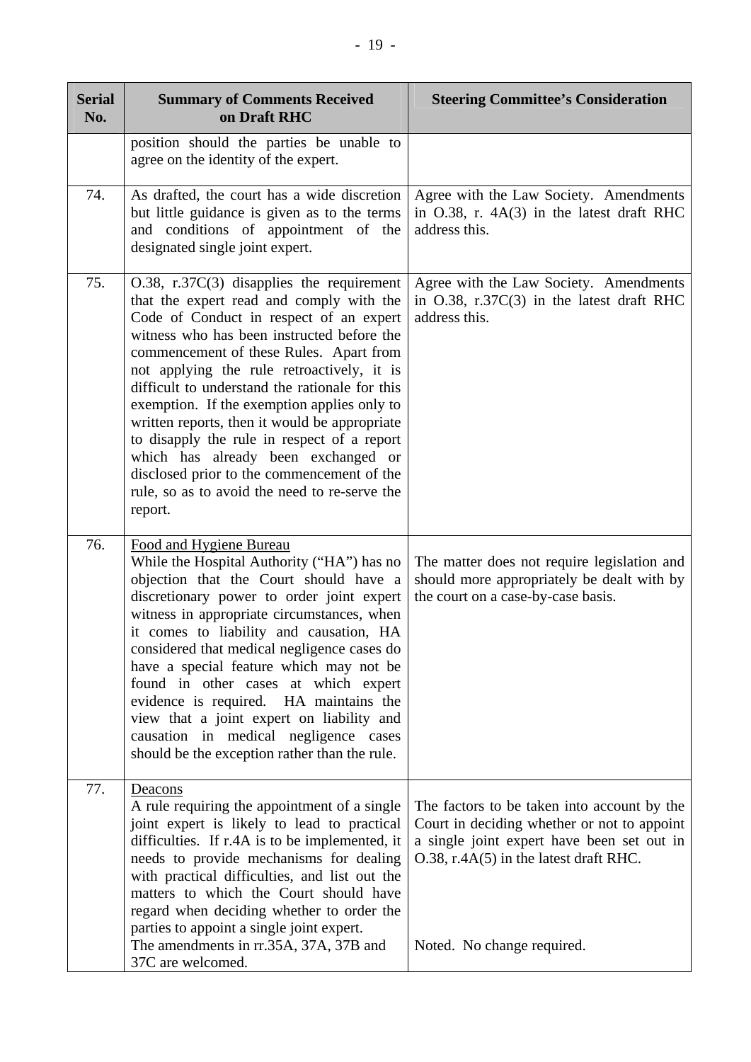| Serial No. | Summary of Comments Received on Draft RHC | Steering Committee's Consideration |
|---|---|---|
| | position should the parties be unable to agree on the identity of the expert. | |
| 74. | As drafted, the court has a wide discretion but little guidance is given as to the terms and conditions of appointment of the designated single joint expert. | Agree with the Law Society. Amendments in O.38, r. 4A(3) in the latest draft RHC address this. |
| 75. | O.38, r.37C(3) disapplies the requirement that the expert read and comply with the Code of Conduct in respect of an expert witness who has been instructed before the commencement of these Rules. Apart from not applying the rule retroactively, it is difficult to understand the rationale for this exemption. If the exemption applies only to written reports, then it would be appropriate to disapply the rule in respect of a report which has already been exchanged or disclosed prior to the commencement of the rule, so as to avoid the need to re-serve the report. | Agree with the Law Society. Amendments in O.38, r.37C(3) in the latest draft RHC address this. |
| 76. | Food and Hygiene Bureau<br>While the Hospital Authority ("HA") has no objection that the Court should have a discretionary power to order joint expert witness in appropriate circumstances, when it comes to liability and causation, HA considered that medical negligence cases do have a special feature which may not be found in other cases at which expert evidence is required. HA maintains the view that a joint expert on liability and causation in medical negligence cases should be the exception rather than the rule. | The matter does not require legislation and should more appropriately be dealt with by the court on a case-by-case basis. |
| 77. | Deacons<br>A rule requiring the appointment of a single joint expert is likely to lead to practical difficulties. If r.4A is to be implemented, it needs to provide mechanisms for dealing with practical difficulties, and list out the matters to which the Court should have regard when deciding whether to order the parties to appoint a single joint expert.<br>The amendments in rr.35A, 37A, 37B and 37C are welcomed. | The factors to be taken into account by the Court in deciding whether or not to appoint a single joint expert have been set out in O.38, r.4A(5) in the latest draft RHC.<br><br>Noted. No change required. |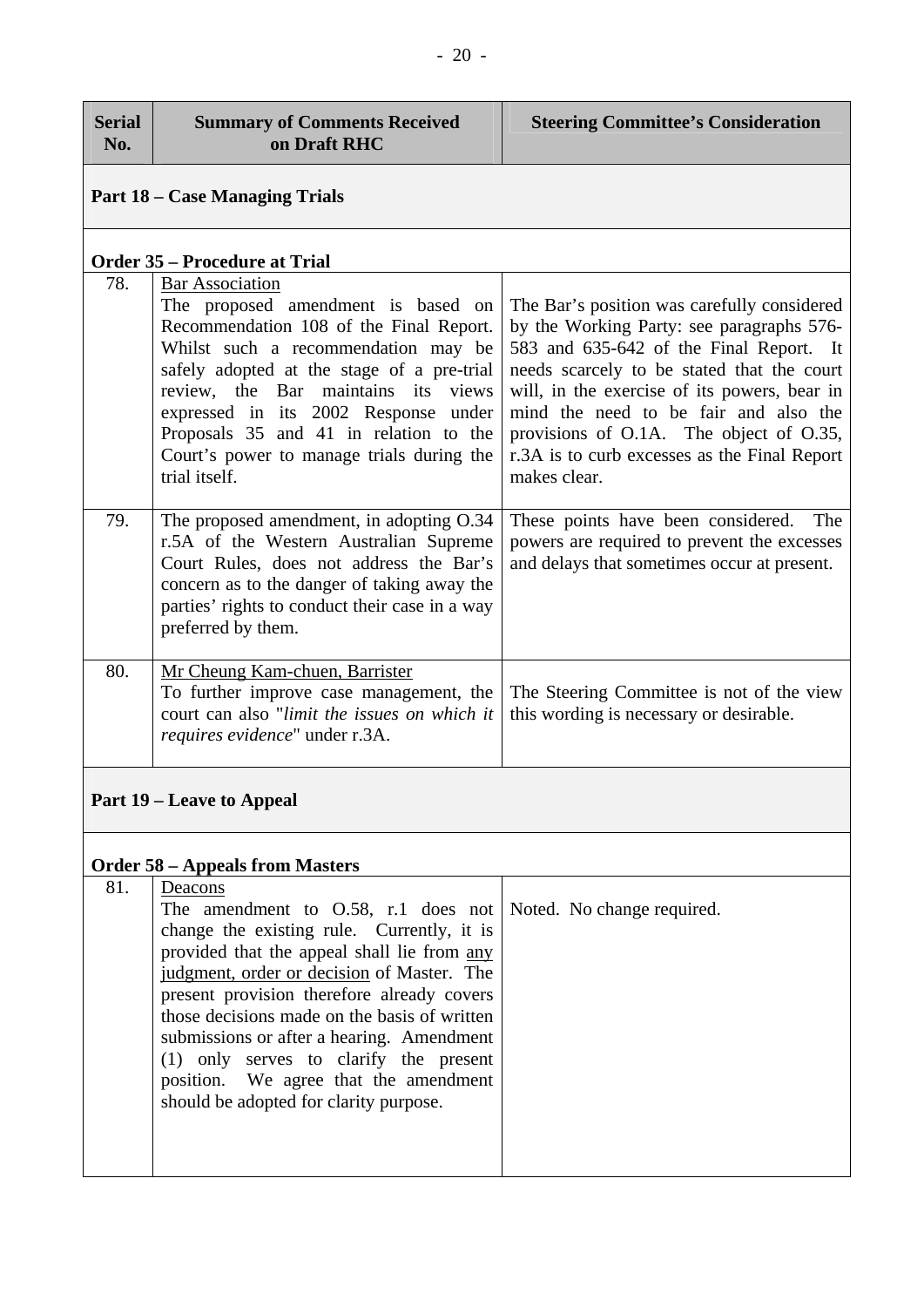| Serial No. | Summary of Comments Received on Draft RHC | Steering Committee's Consideration |
|---|---|---|
| **Part 18 – Case Managing Trials** | | |
| **Order 35 – Procedure at Trial** | | |
| 78. | Bar Association<br>The proposed amendment is based on Recommendation 108 of the Final Report. Whilst such a recommendation may be safely adopted at the stage of a pre-trial review, the Bar maintains its views expressed in its 2002 Response under Proposals 35 and 41 in relation to the Court's power to manage trials during the trial itself. | The Bar's position was carefully considered by the Working Party: see paragraphs 576-583 and 635-642 of the Final Report. It needs scarcely to be stated that the court will, in the exercise of its powers, bear in mind the need to be fair and also the provisions of O.1A. The object of O.35, r.3A is to curb excesses as the Final Report makes clear. |
| 79. | The proposed amendment, in adopting O.34 r.5A of the Western Australian Supreme Court Rules, does not address the Bar's concern as to the danger of taking away the parties' rights to conduct their case in a way preferred by them. | These points have been considered. The powers are required to prevent the excesses and delays that sometimes occur at present. |
| 80. | Mr Cheung Kam-chuen, Barrister<br>To further improve case management, the court can also "*limit the issues on which it requires evidence*" under r.3A. | The Steering Committee is not of the view this wording is necessary or desirable. |
| **Part 19 – Leave to Appeal** | | |
| **Order 58 – Appeals from Masters** | | |
| 81. | Deacons<br>The amendment to O.58, r.1 does not change the existing rule. Currently, it is provided that the appeal shall lie from any judgment, order or decision of Master. The present provision therefore already covers those decisions made on the basis of written submissions or after a hearing. Amendment (1) only serves to clarify the present position. We agree that the amendment should be adopted for clarity purpose. | Noted. No change required. |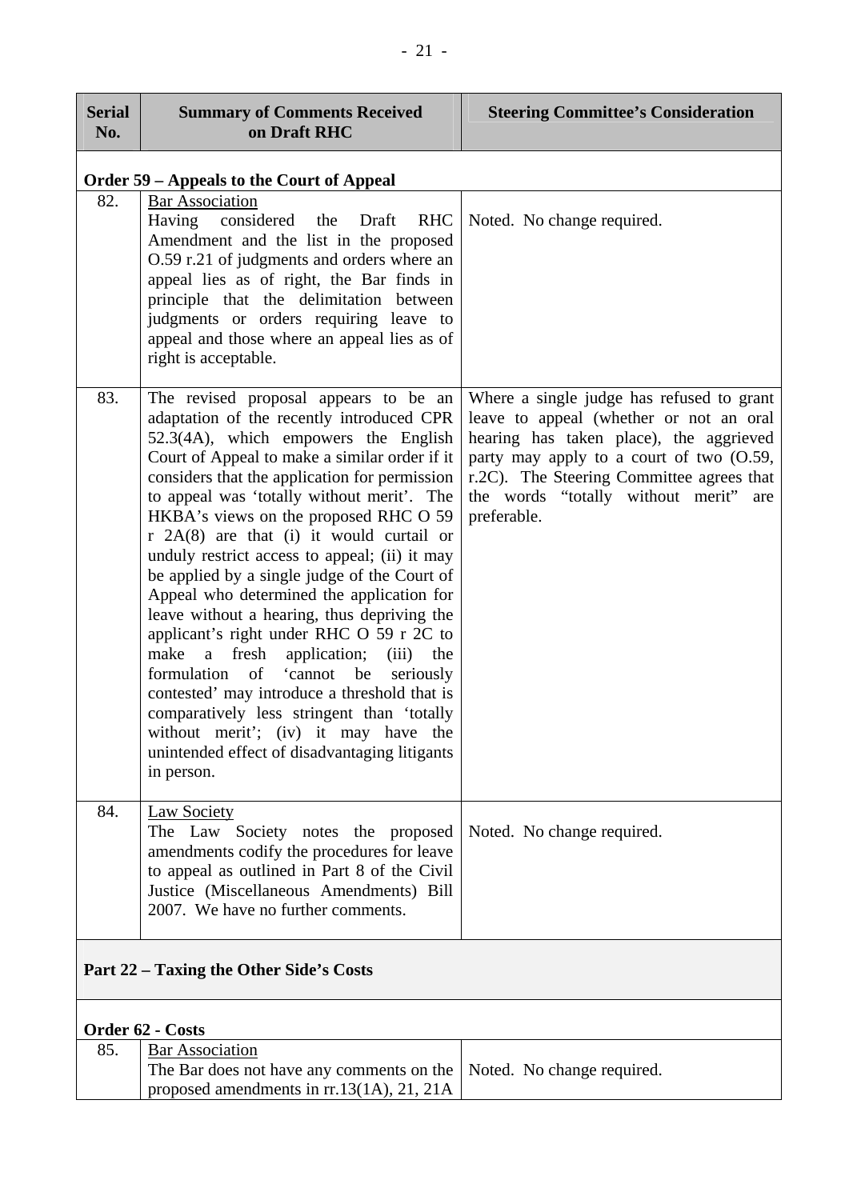| Serial No. | Summary of Comments Received on Draft RHC | Steering Committee's Consideration |
|---|---|---|
| **Order 59 – Appeals to the Court of Appeal** | | |
| 82. | Bar Association<br>Having considered the Draft RHC Amendment and the list in the proposed O.59 r.21 of judgments and orders where an appeal lies as of right, the Bar finds in principle that the delimitation between judgments or orders requiring leave to appeal and those where an appeal lies as of right is acceptable. | Noted. No change required. |
| 83. | The revised proposal appears to be an adaptation of the recently introduced CPR 52.3(4A), which empowers the English Court of Appeal to make a similar order if it considers that the application for permission to appeal was 'totally without merit'. The HKBA's views on the proposed RHC O 59 r 2A(8) are that (i) it would curtail or unduly restrict access to appeal; (ii) it may be applied by a single judge of the Court of Appeal who determined the application for leave without a hearing, thus depriving the applicant's right under RHC O 59 r 2C to make a fresh application; (iii) the formulation of 'cannot be seriously contested' may introduce a threshold that is comparatively less stringent than 'totally without merit'; (iv) it may have the unintended effect of disadvantaging litigants in person. | Where a single judge has refused to grant leave to appeal (whether or not an oral hearing has taken place), the aggrieved party may apply to a court of two (O.59, r.2C). The Steering Committee agrees that the words "totally without merit" are preferable. |
| 84. | Law Society<br>The Law Society notes the proposed amendments codify the procedures for leave to appeal as outlined in Part 8 of the Civil Justice (Miscellaneous Amendments) Bill 2007. We have no further comments. | Noted. No change required. |
| **Part 22 – Taxing the Other Side's Costs** | | |
| **Order 62 - Costs** | | |
| 85. | Bar Association<br>The Bar does not have any comments on the proposed amendments in rr.13(1A), 21, 21A | Noted. No change required. |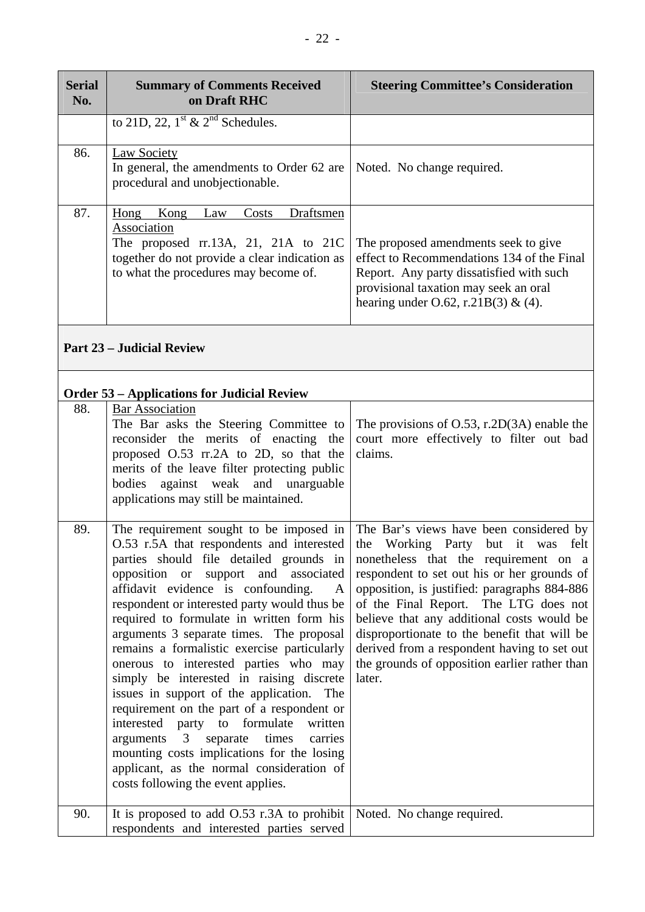| Serial No. | Summary of Comments Received on Draft RHC | Steering Committee's Consideration |
|---|---|---|
| | to 21D, 22, 1st & 2nd Schedules. | |
| 86. | Law Society<br>In general, the amendments to Order 62 are procedural and unobjectionable. | Noted. No change required. |
| 87. | Hong Kong Law Costs Draftsmen Association<br>The proposed rr.13A, 21, 21A to 21C together do not provide a clear indication as to what the procedures may become of. | The proposed amendments seek to give effect to Recommendations 134 of the Final Report. Any party dissatisfied with such provisional taxation may seek an oral hearing under O.62, r.21B(3) & (4). |
| **Part 23 – Judicial Review** | | |
| **Order 53 – Applications for Judicial Review** | | |
| 88. | Bar Association<br>The Bar asks the Steering Committee to reconsider the merits of enacting the proposed O.53 rr.2A to 2D, so that the merits of the leave filter protecting public bodies against weak and unarguable applications may still be maintained. | The provisions of O.53, r.2D(3A) enable the court more effectively to filter out bad claims. |
| 89. | The requirement sought to be imposed in O.53 r.5A that respondents and interested parties should file detailed grounds in opposition or support and associated affidavit evidence is confounding. A respondent or interested party would thus be required to formulate in written form his arguments 3 separate times. The proposal remains a formalistic exercise particularly onerous to interested parties who may simply be interested in raising discrete issues in support of the application. The requirement on the part of a respondent or interested party to formulate written arguments 3 separate times carries mounting costs implications for the losing applicant, as the normal consideration of costs following the event applies. | The Bar's views have been considered by the Working Party but it was felt nonetheless that the requirement on a respondent to set out his or her grounds of opposition, is justified: paragraphs 884-886 of the Final Report. The LTG does not believe that any additional costs would be disproportionate to the benefit that will be derived from a respondent having to set out the grounds of opposition earlier rather than later. |
| 90. | It is proposed to add O.53 r.3A to prohibit respondents and interested parties served | Noted. No change required. |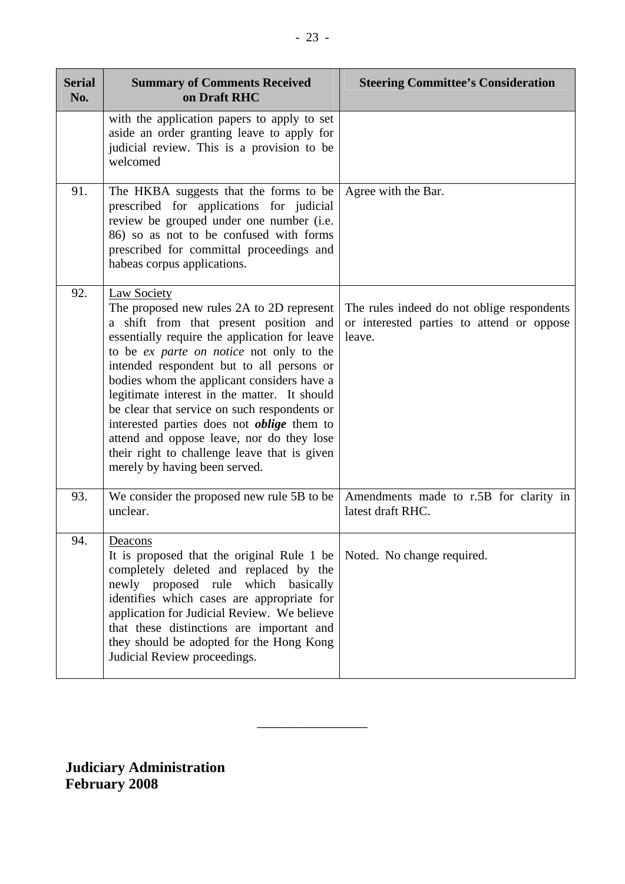| Serial No. | Summary of Comments Received on Draft RHC | Steering Committee's Consideration |
|---|---|---|
| | with the application papers to apply to set aside an order granting leave to apply for judicial review. This is a provision to be welcomed | |
| 91. | The HKBA suggests that the forms to be prescribed for applications for judicial review be grouped under one number (i.e. 86) so as not to be confused with forms prescribed for committal proceedings and habeas corpus applications. | Agree with the Bar. |
| 92. | <u>Law Society</u><br>The proposed new rules 2A to 2D represent a shift from that present position and essentially require the application for leave to be *ex parte on notice* not only to the intended respondent but to all persons or bodies whom the applicant considers have a legitimate interest in the matter. It should be clear that service on such respondents or interested parties does not ***oblige*** them to attend and oppose leave, nor do they lose their right to challenge leave that is given merely by having been served. | The rules indeed do not oblige respondents or interested parties to attend or oppose leave. |
| 93. | We consider the proposed new rule 5B to be unclear. | Amendments made to r.5B for clarity in latest draft RHC. |
| 94. | <u>Deacons</u><br>It is proposed that the original Rule 1 be completely deleted and replaced by the newly proposed rule which basically identifies which cases are appropriate for application for Judicial Review. We believe that these distinctions are important and they should be adopted for the Hong Kong Judicial Review proceedings. | Noted. No change required. |

---

**Judiciary Administration**
**February 2008**